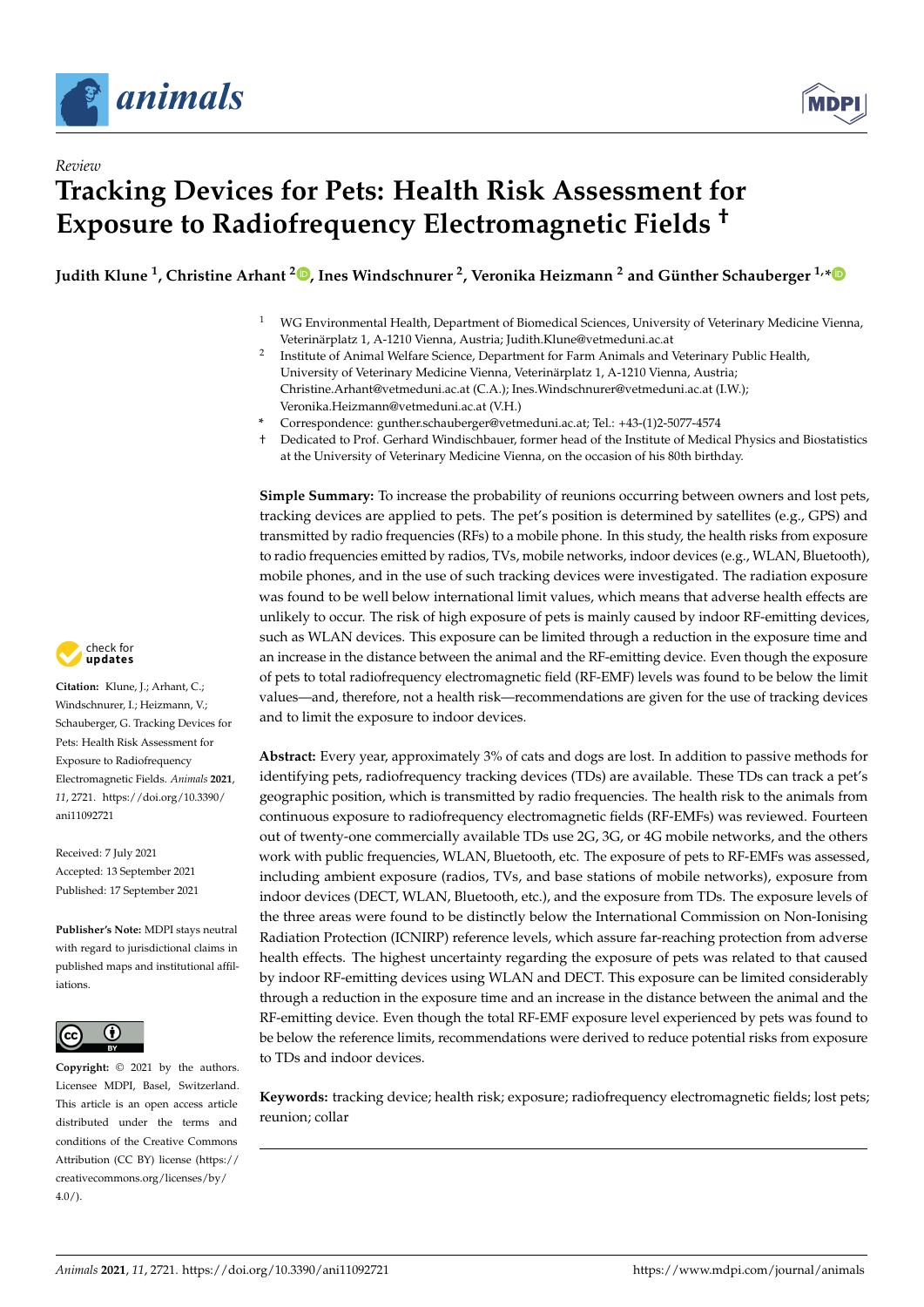Review

# Tracking Devices for Pets: Health Risk Assessment for Exposure to Radiofrequency Electromagnetic Fields †

**Judith Klune [1], Christine Arhant [2], Ines Windschnurer [2], Veronika Heizmann [2] and Günther Schauberger [1,*]**

[1] WG Environmental Health, Department of Biomedical Sciences, University of Veterinary Medicine Vienna, Veterinärplatz 1, A-1210 Vienna, Austria; Judith.Klune@vetmeduni.ac.at

[2] Institute of Animal Welfare Science, Department for Farm Animals and Veterinary Public Health, University of Veterinary Medicine Vienna, Veterinärplatz 1, A-1210 Vienna, Austria; Christine.Arhant@vetmeduni.ac.at (C.A.); Ines.Windschnurer@vetmeduni.ac.at (I.W.); Veronika.Heizmann@vetmeduni.ac.at (V.H.)

\* Correspondence: gunther.schauberger@vetmeduni.ac.at; Tel.: +43-(1)2-5077-4574

† Dedicated to Prof. Gerhard Windischbauer, former head of the Institute of Medical Physics and Biostatistics at the University of Veterinary Medicine Vienna, on the occasion of his 80th birthday.

**Citation:** Klune, J.; Arhant, C.; Windschnurer, I.; Heizmann, V.; Schauberger, G. Tracking Devices for Pets: Health Risk Assessment for Exposure to Radiofrequency Electromagnetic Fields. *Animals* **2021**, *11*, 2721. https://doi.org/10.3390/ani11092721

Received: 7 July 2021
Accepted: 13 September 2021
Published: 17 September 2021

**Publisher's Note:** MDPI stays neutral with regard to jurisdictional claims in published maps and institutional affiliations.

**Copyright:** © 2021 by the authors. Licensee MDPI, Basel, Switzerland. This article is an open access article distributed under the terms and conditions of the Creative Commons Attribution (CC BY) license (https://creativecommons.org/licenses/by/4.0/).

**Simple Summary:** To increase the probability of reunions occurring between owners and lost pets, tracking devices are applied to pets. The pet's position is determined by satellites (e.g., GPS) and transmitted by radio frequencies (RFs) to a mobile phone. In this study, the health risks from exposure to radio frequencies emitted by radios, TVs, mobile networks, indoor devices (e.g., WLAN, Bluetooth), mobile phones, and in the use of such tracking devices were investigated. The radiation exposure was found to be well below international limit values, which means that adverse health effects are unlikely to occur. The risk of high exposure of pets is mainly caused by indoor RF-emitting devices, such as WLAN devices. This exposure can be limited through a reduction in the exposure time and an increase in the distance between the animal and the RF-emitting device. Even though the exposure of pets to total radiofrequency electromagnetic field (RF-EMF) levels was found to be below the limit values—and, therefore, not a health risk—recommendations are given for the use of tracking devices and to limit the exposure to indoor devices.

**Abstract:** Every year, approximately 3% of cats and dogs are lost. In addition to passive methods for identifying pets, radiofrequency tracking devices (TDs) are available. These TDs can track a pet's geographic position, which is transmitted by radio frequencies. The health risk to the animals from continuous exposure to radiofrequency electromagnetic fields (RF-EMFs) was reviewed. Fourteen out of twenty-one commercially available TDs use 2G, 3G, or 4G mobile networks, and the others work with public frequencies, WLAN, Bluetooth, etc. The exposure of pets to RF-EMFs was assessed, including ambient exposure (radios, TVs, and base stations of mobile networks), exposure from indoor devices (DECT, WLAN, Bluetooth, etc.), and the exposure from TDs. The exposure levels of the three areas were found to be distinctly below the International Commission on Non-Ionising Radiation Protection (ICNIRP) reference levels, which assure far-reaching protection from adverse health effects. The highest uncertainty regarding the exposure of pets was related to that caused by indoor RF-emitting devices using WLAN and DECT. This exposure can be limited considerably through a reduction in the exposure time and an increase in the distance between the animal and the RF-emitting device. Even though the total RF-EMF exposure level experienced by pets was found to be below the reference limits, recommendations were derived to reduce potential risks from exposure to TDs and indoor devices.

**Keywords:** tracking device; health risk; exposure; radiofrequency electromagnetic fields; lost pets; reunion; collar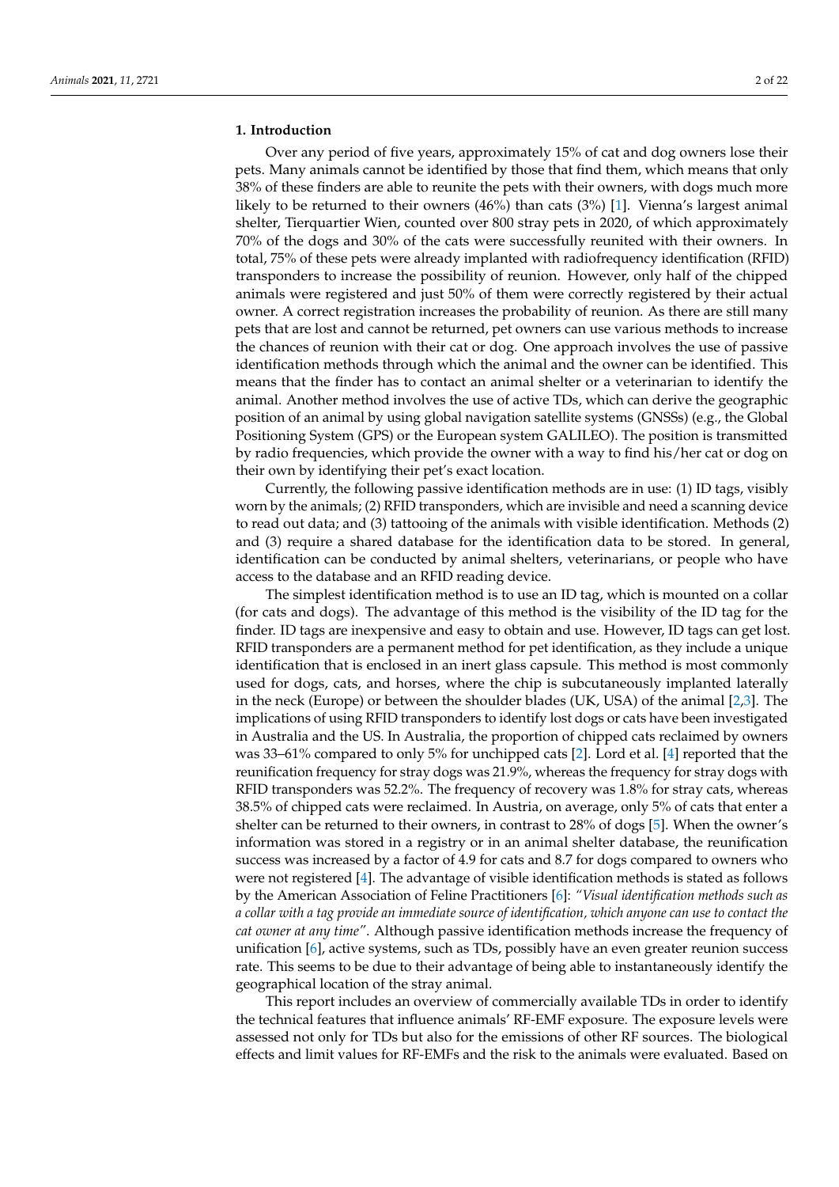## 1. Introduction

Over any period of five years, approximately 15% of cat and dog owners lose their pets. Many animals cannot be identified by those that find them, which means that only 38% of these finders are able to reunite the pets with their owners, with dogs much more likely to be returned to their owners (46%) than cats (3%) [1]. Vienna's largest animal shelter, Tierquartier Wien, counted over 800 stray pets in 2020, of which approximately 70% of the dogs and 30% of the cats were successfully reunited with their owners. In total, 75% of these pets were already implanted with radiofrequency identification (RFID) transponders to increase the possibility of reunion. However, only half of the chipped animals were registered and just 50% of them were correctly registered by their actual owner. A correct registration increases the probability of reunion. As there are still many pets that are lost and cannot be returned, pet owners can use various methods to increase the chances of reunion with their cat or dog. One approach involves the use of passive identification methods through which the animal and the owner can be identified. This means that the finder has to contact an animal shelter or a veterinarian to identify the animal. Another method involves the use of active TDs, which can derive the geographic position of an animal by using global navigation satellite systems (GNSSs) (e.g., the Global Positioning System (GPS) or the European system GALILEO). The position is transmitted by radio frequencies, which provide the owner with a way to find his/her cat or dog on their own by identifying their pet's exact location.

Currently, the following passive identification methods are in use: (1) ID tags, visibly worn by the animals; (2) RFID transponders, which are invisible and need a scanning device to read out data; and (3) tattooing of the animals with visible identification. Methods (2) and (3) require a shared database for the identification data to be stored. In general, identification can be conducted by animal shelters, veterinarians, or people who have access to the database and an RFID reading device.

The simplest identification method is to use an ID tag, which is mounted on a collar (for cats and dogs). The advantage of this method is the visibility of the ID tag for the finder. ID tags are inexpensive and easy to obtain and use. However, ID tags can get lost. RFID transponders are a permanent method for pet identification, as they include a unique identification that is enclosed in an inert glass capsule. This method is most commonly used for dogs, cats, and horses, where the chip is subcutaneously implanted laterally in the neck (Europe) or between the shoulder blades (UK, USA) of the animal [2,3]. The implications of using RFID transponders to identify lost dogs or cats have been investigated in Australia and the US. In Australia, the proportion of chipped cats reclaimed by owners was 33–61% compared to only 5% for unchipped cats [2]. Lord et al. [4] reported that the reunification frequency for stray dogs was 21.9%, whereas the frequency for stray dogs with RFID transponders was 52.2%. The frequency of recovery was 1.8% for stray cats, whereas 38.5% of chipped cats were reclaimed. In Austria, on average, only 5% of cats that enter a shelter can be returned to their owners, in contrast to 28% of dogs [5]. When the owner's information was stored in a registry or in an animal shelter database, the reunification success was increased by a factor of 4.9 for cats and 8.7 for dogs compared to owners who were not registered [4]. The advantage of visible identification methods is stated as follows by the American Association of Feline Practitioners [6]: *"Visual identification methods such as a collar with a tag provide an immediate source of identification, which anyone can use to contact the cat owner at any time"*. Although passive identification methods increase the frequency of unification [6], active systems, such as TDs, possibly have an even greater reunion success rate. This seems to be due to their advantage of being able to instantaneously identify the geographical location of the stray animal.

This report includes an overview of commercially available TDs in order to identify the technical features that influence animals' RF-EMF exposure. The exposure levels were assessed not only for TDs but also for the emissions of other RF sources. The biological effects and limit values for RF-EMFs and the risk to the animals were evaluated. Based on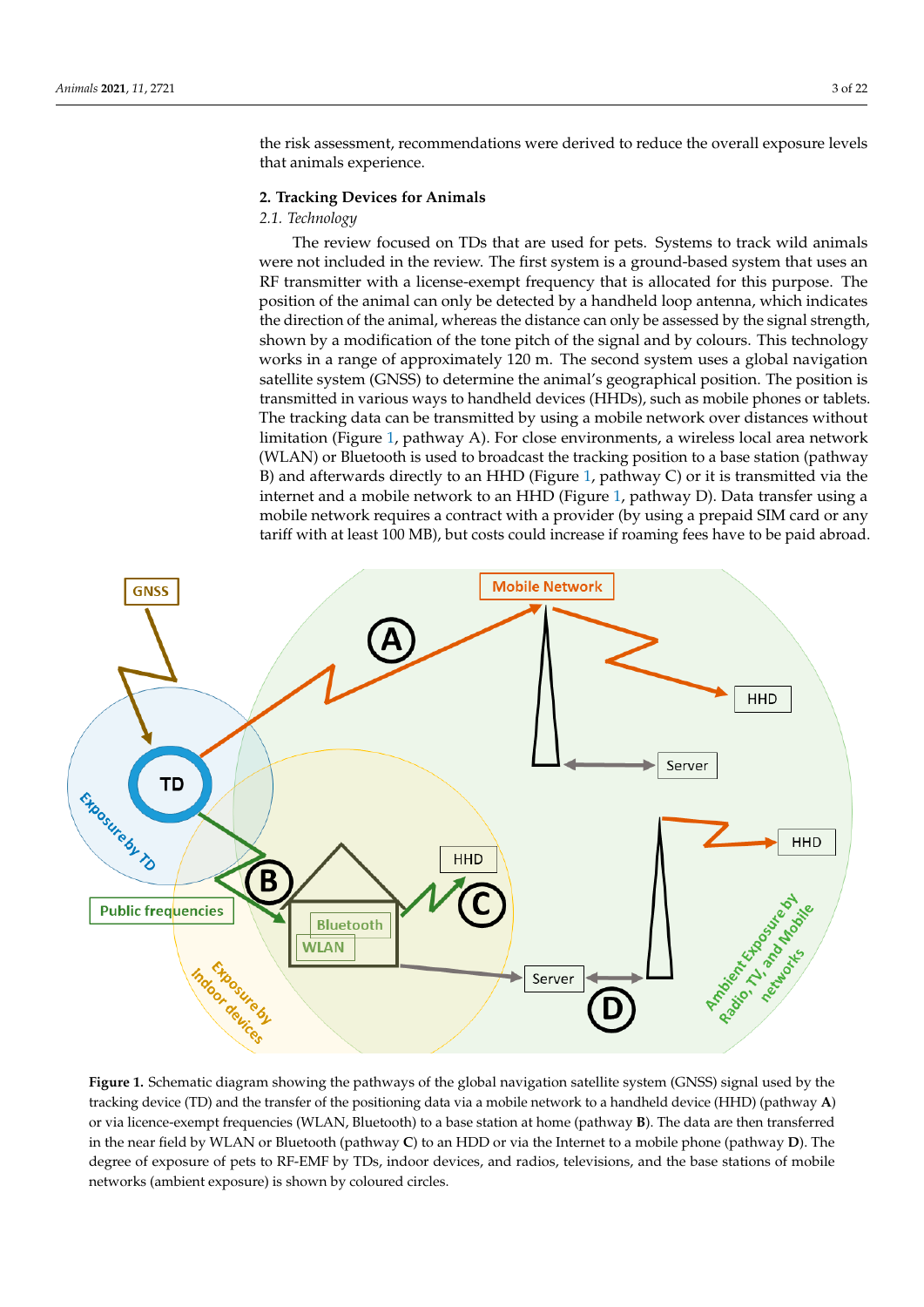the risk assessment, recommendations were derived to reduce the overall exposure levels that animals experience.

## 2. Tracking Devices for Animals

### 2.1. Technology

The review focused on TDs that are used for pets. Systems to track wild animals were not included in the review. The first system is a ground-based system that uses an RF transmitter with a license-exempt frequency that is allocated for this purpose. The position of the animal can only be detected by a handheld loop antenna, which indicates the direction of the animal, whereas the distance can only be assessed by the signal strength, shown by a modification of the tone pitch of the signal and by colours. This technology works in a range of approximately 120 m. The second system uses a global navigation satellite system (GNSS) to determine the animal's geographical position. The position is transmitted in various ways to handheld devices (HHDs), such as mobile phones or tablets. The tracking data can be transmitted by using a mobile network over distances without limitation (Figure 1, pathway A). For close environments, a wireless local area network (WLAN) or Bluetooth is used to broadcast the tracking position to a base station (pathway B) and afterwards directly to an HHD (Figure 1, pathway C) or it is transmitted via the internet and a mobile network to an HHD (Figure 1, pathway D). Data transfer using a mobile network requires a contract with a provider (by using a prepaid SIM card or any tariff with at least 100 MB), but costs could increase if roaming fees have to be paid abroad.

**Figure 1.** Schematic diagram showing the pathways of the global navigation satellite system (GNSS) signal used by the tracking device (TD) and the transfer of the positioning data via a mobile network to a handheld device (HHD) (pathway **A**) or via licence-exempt frequencies (WLAN, Bluetooth) to a base station at home (pathway **B**). The data are then transferred in the near field by WLAN or Bluetooth (pathway **C**) to an HDD or via the Internet to a mobile phone (pathway **D**). The degree of exposure of pets to RF-EMF by TDs, indoor devices, and radios, televisions, and the base stations of mobile networks (ambient exposure) is shown by coloured circles.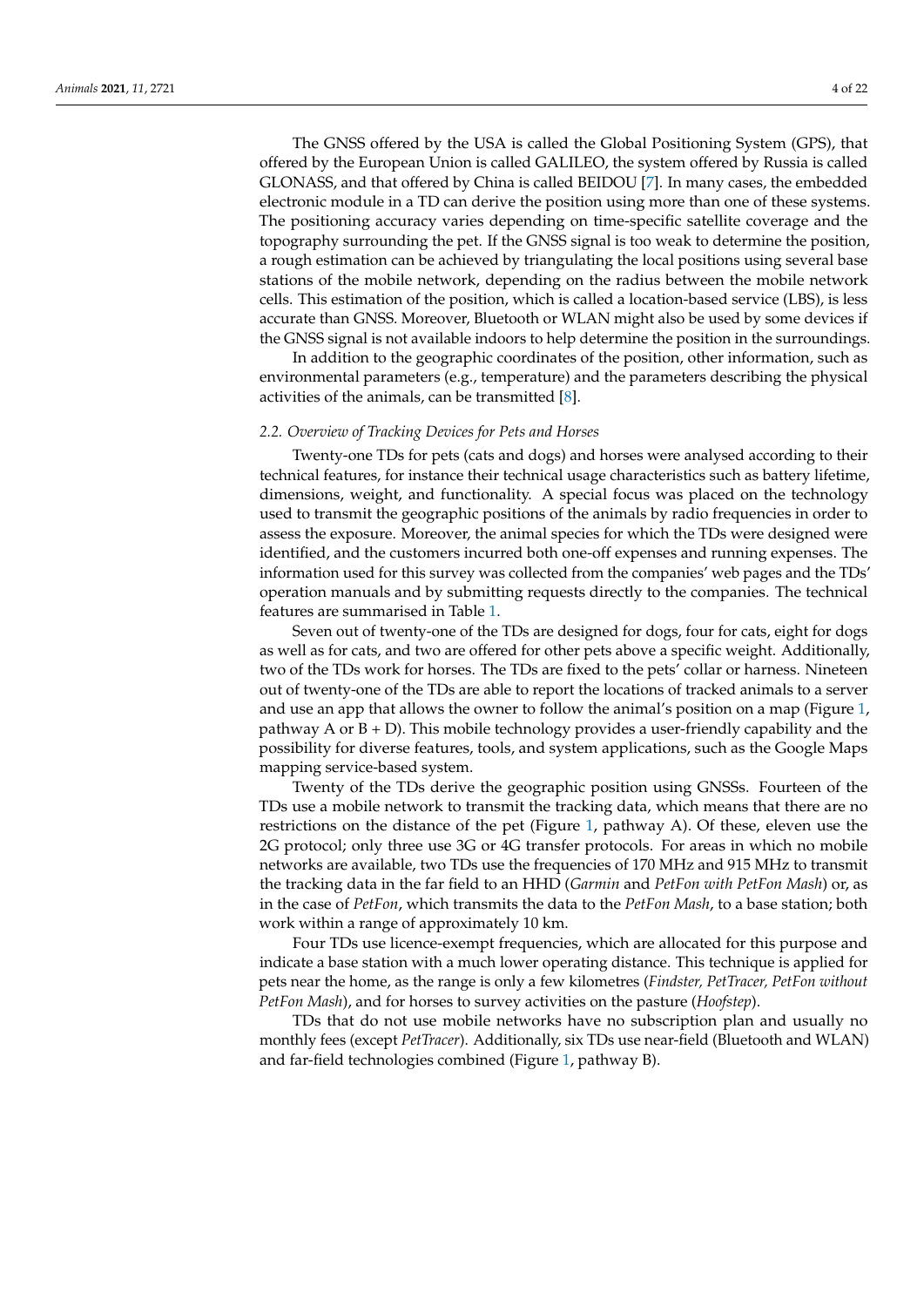The GNSS offered by the USA is called the Global Positioning System (GPS), that offered by the European Union is called GALILEO, the system offered by Russia is called GLONASS, and that offered by China is called BEIDOU [7]. In many cases, the embedded electronic module in a TD can derive the position using more than one of these systems. The positioning accuracy varies depending on time-specific satellite coverage and the topography surrounding the pet. If the GNSS signal is too weak to determine the position, a rough estimation can be achieved by triangulating the local positions using several base stations of the mobile network, depending on the radius between the mobile network cells. This estimation of the position, which is called a location-based service (LBS), is less accurate than GNSS. Moreover, Bluetooth or WLAN might also be used by some devices if the GNSS signal is not available indoors to help determine the position in the surroundings.

In addition to the geographic coordinates of the position, other information, such as environmental parameters (e.g., temperature) and the parameters describing the physical activities of the animals, can be transmitted [8].

### 2.2. Overview of Tracking Devices for Pets and Horses

Twenty-one TDs for pets (cats and dogs) and horses were analysed according to their technical features, for instance their technical usage characteristics such as battery lifetime, dimensions, weight, and functionality. A special focus was placed on the technology used to transmit the geographic positions of the animals by radio frequencies in order to assess the exposure. Moreover, the animal species for which the TDs were designed were identified, and the customers incurred both one-off expenses and running expenses. The information used for this survey was collected from the companies' web pages and the TDs' operation manuals and by submitting requests directly to the companies. The technical features are summarised in Table 1.

Seven out of twenty-one of the TDs are designed for dogs, four for cats, eight for dogs as well as for cats, and two are offered for other pets above a specific weight. Additionally, two of the TDs work for horses. The TDs are fixed to the pets' collar or harness. Nineteen out of twenty-one of the TDs are able to report the locations of tracked animals to a server and use an app that allows the owner to follow the animal's position on a map (Figure 1, pathway A or B + D). This mobile technology provides a user-friendly capability and the possibility for diverse features, tools, and system applications, such as the Google Maps mapping service-based system.

Twenty of the TDs derive the geographic position using GNSSs. Fourteen of the TDs use a mobile network to transmit the tracking data, which means that there are no restrictions on the distance of the pet (Figure 1, pathway A). Of these, eleven use the 2G protocol; only three use 3G or 4G transfer protocols. For areas in which no mobile networks are available, two TDs use the frequencies of 170 MHz and 915 MHz to transmit the tracking data in the far field to an HHD (*Garmin* and *PetFon with PetFon Mash*) or, as in the case of *PetFon*, which transmits the data to the *PetFon Mash*, to a base station; both work within a range of approximately 10 km.

Four TDs use licence-exempt frequencies, which are allocated for this purpose and indicate a base station with a much lower operating distance. This technique is applied for pets near the home, as the range is only a few kilometres (*Findster, PetTracer, PetFon without PetFon Mash*), and for horses to survey activities on the pasture (*Hoofstep*).

TDs that do not use mobile networks have no subscription plan and usually no monthly fees (except *PetTracer*). Additionally, six TDs use near-field (Bluetooth and WLAN) and far-field technologies combined (Figure 1, pathway B).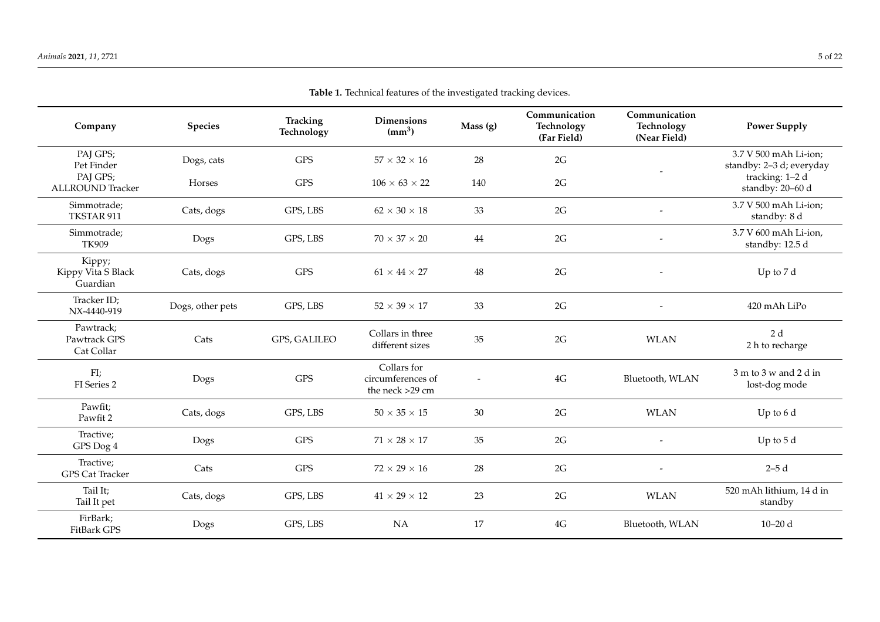**Table 1.** Technical features of the investigated tracking devices.

| Company | Species | Tracking Technology | Dimensions ($mm^3$) | Mass (g) | Communication Technology (Far Field) | Communication Technology (Near Field) | Power Supply |
|---|---|---|---|---|---|---|---|
| PAJ GPS; Pet Finder | Dogs, cats | GPS | $57 \times 32 \times 16$ | 28 | 2G | - | 3.7 V 500 mAh Li-ion; standby: 2–3 d; everyday tracking: 1–2 d |
| PAJ GPS; ALLROUND Tracker | Horses | GPS | $106 \times 63 \times 22$ | 140 | 2G | | standby: 20–60 d |
| Simmotrade; TKSTAR 911 | Cats, dogs | GPS, LBS | $62 \times 30 \times 18$ | 33 | 2G | - | 3.7 V 500 mAh Li-ion; standby: 8 d |
| Simmotrade; TK909 | Dogs | GPS, LBS | $70 \times 37 \times 20$ | 44 | 2G | - | 3.7 V 600 mAh Li-ion, standby: 12.5 d |
| Kippy; Kippy Vita S Black Guardian | Cats, dogs | GPS | $61 \times 44 \times 27$ | 48 | 2G | - | Up to 7 d |
| Tracker ID; NX-4440-919 | Dogs, other pets | GPS, LBS | $52 \times 39 \times 17$ | 33 | 2G | - | 420 mAh LiPo |
| Pawtrack; Pawtrack GPS Cat Collar | Cats | GPS, GALILEO | Collars in three different sizes | 35 | 2G | WLAN | 2 d 2 h to recharge |
| FI; FI Series 2 | Dogs | GPS | Collars for circumferences of the neck >29 cm | - | 4G | Bluetooth, WLAN | 3 m to 3 w and 2 d in lost-dog mode |
| Pawfit; Pawfit 2 | Cats, dogs | GPS, LBS | $50 \times 35 \times 15$ | 30 | 2G | WLAN | Up to 6 d |
| Tractive; GPS Dog 4 | Dogs | GPS | $71 \times 28 \times 17$ | 35 | 2G | - | Up to 5 d |
| Tractive; GPS Cat Tracker | Cats | GPS | $72 \times 29 \times 16$ | 28 | 2G | - | 2–5 d |
| Tail It; Tail It pet | Cats, dogs | GPS, LBS | $41 \times 29 \times 12$ | 23 | 2G | WLAN | 520 mAh lithium, 14 d in standby |
| FirBark; FitBark GPS | Dogs | GPS, LBS | NA | 17 | 4G | Bluetooth, WLAN | 10–20 d |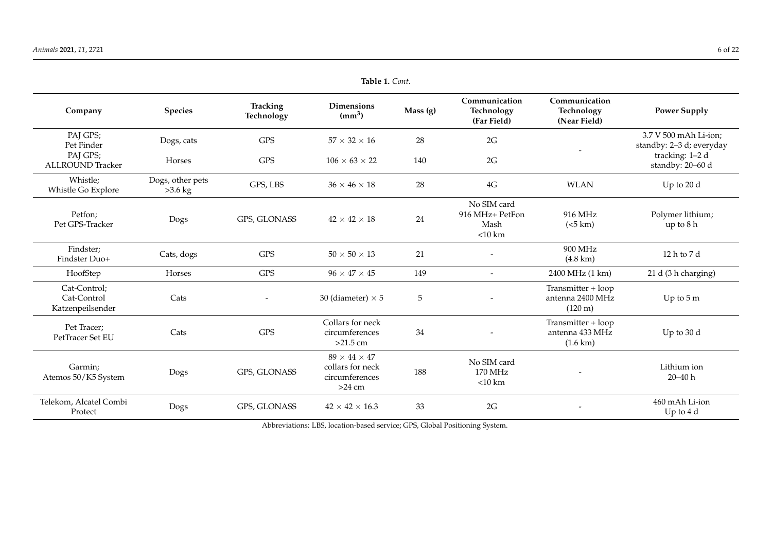**Table 1.** *Cont.*

| Company | Species | Tracking Technology | Dimensions ($mm^3$) | Mass (g) | Communication Technology (Far Field) | Communication Technology (Near Field) | Power Supply |
|---|---|---|---|---|---|---|---|
| PAJ GPS; Pet Finder | Dogs, cats | GPS | $57 \times 32 \times 16$ | 28 | 2G | - | 3.7 V 500 mAh Li-ion; standby: 2–3 d; everyday tracking: 1–2 d |
| PAJ GPS; ALLROUND Tracker | Horses | GPS | $106 \times 63 \times 22$ | 140 | 2G | | standby: 20–60 d |
| Whistle; Whistle Go Explore | Dogs, other pets >3.6 kg | GPS, LBS | $36 \times 46 \times 18$ | 28 | 4G | WLAN | Up to 20 d |
| Petfon; Pet GPS-Tracker | Dogs | GPS, GLONASS | $42 \times 42 \times 18$ | 24 | No SIM card 916 MHz+ PetFon Mash <10 km | 916 MHz (<5 km) | Polymer lithium; up to 8 h |
| Findster; Findster Duo+ | Cats, dogs | GPS | $50 \times 50 \times 13$ | 21 | - | 900 MHz (4.8 km) | 12 h to 7 d |
| HoofStep | Horses | GPS | $96 \times 47 \times 45$ | 149 | - | 2400 MHz (1 km) | 21 d (3 h charging) |
| Cat-Control; Cat-Control Katzenpeilsender | Cats | - | 30 (diameter) $\times$ 5 | 5 | - | Transmitter + loop antenna 2400 MHz (120 m) | Up to 5 m |
| Pet Tracer; PetTracer Set EU | Cats | GPS | Collars for neck circumferences >21.5 cm | 34 | - | Transmitter + loop antenna 433 MHz (1.6 km) | Up to 30 d |
| Garmin; Atemos 50/K5 System | Dogs | GPS, GLONASS | $89 \times 44 \times 47$ collars for neck circumferences >24 cm | 188 | No SIM card 170 MHz <10 km | - | Lithium ion 20–40 h |
| Telekom, Alcatel Combi Protect | Dogs | GPS, GLONASS | $42 \times 42 \times 16.3$ | 33 | 2G | - | 460 mAh Li-ion Up to 4 d |

Abbreviations: LBS, location-based service; GPS, Global Positioning System.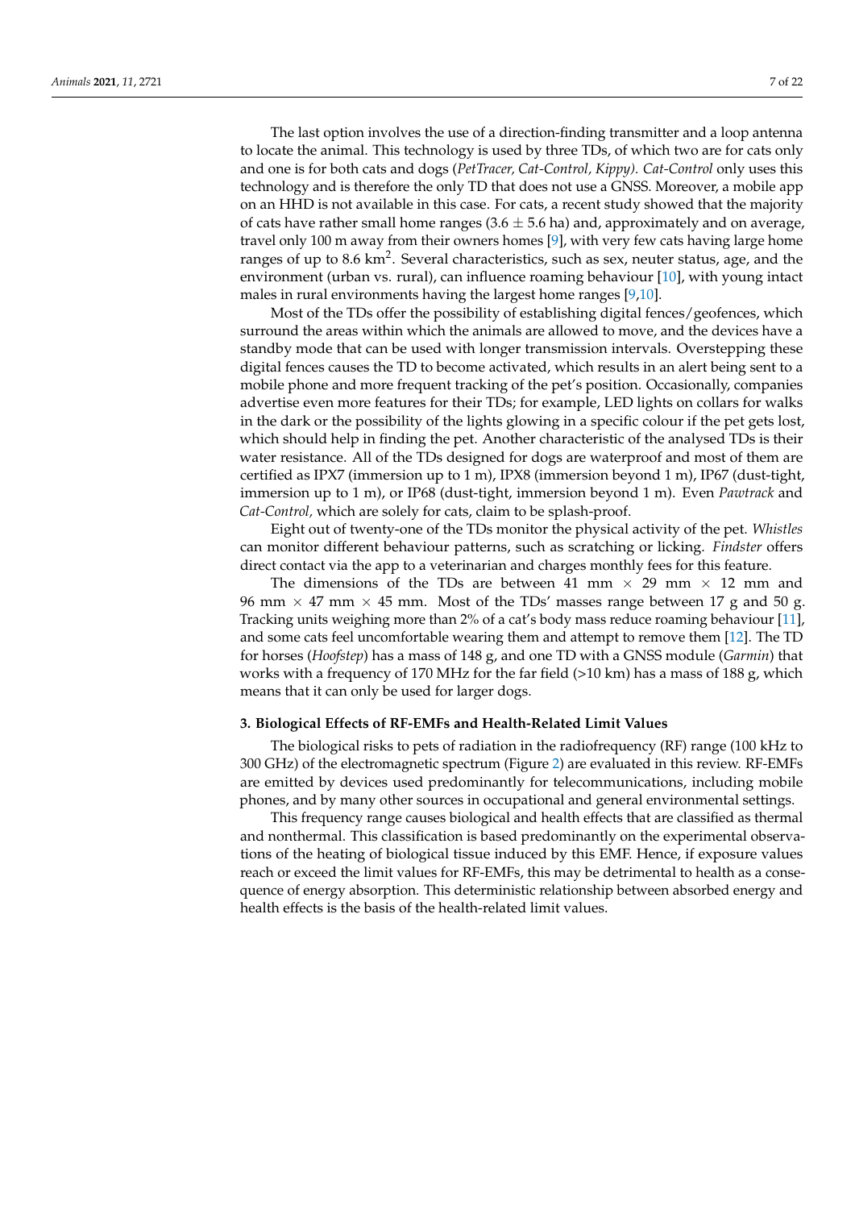The last option involves the use of a direction-finding transmitter and a loop antenna to locate the animal. This technology is used by three TDs, of which two are for cats only and one is for both cats and dogs (*PetTracer, Cat-Control, Kippy*). *Cat-Control* only uses this technology and is therefore the only TD that does not use a GNSS. Moreover, a mobile app on an HHD is not available in this case. For cats, a recent study showed that the majority of cats have rather small home ranges (3.6 ± 5.6 ha) and, approximately and on average, travel only 100 m away from their owners homes [9], with very few cats having large home ranges of up to 8.6 km$^2$. Several characteristics, such as sex, neuter status, age, and the environment (urban vs. rural), can influence roaming behaviour [10], with young intact males in rural environments having the largest home ranges [9,10].

Most of the TDs offer the possibility of establishing digital fences/geofences, which surround the areas within which the animals are allowed to move, and the devices have a standby mode that can be used with longer transmission intervals. Overstepping these digital fences causes the TD to become activated, which results in an alert being sent to a mobile phone and more frequent tracking of the pet's position. Occasionally, companies advertise even more features for their TDs; for example, LED lights on collars for walks in the dark or the possibility of the lights glowing in a specific colour if the pet gets lost, which should help in finding the pet. Another characteristic of the analysed TDs is their water resistance. All of the TDs designed for dogs are waterproof and most of them are certified as IPX7 (immersion up to 1 m), IPX8 (immersion beyond 1 m), IP67 (dust-tight, immersion up to 1 m), or IP68 (dust-tight, immersion beyond 1 m). Even *Pawtrack* and *Cat-Control*, which are solely for cats, claim to be splash-proof.

Eight out of twenty-one of the TDs monitor the physical activity of the pet. *Whistles* can monitor different behaviour patterns, such as scratching or licking. *Findster* offers direct contact via the app to a veterinarian and charges monthly fees for this feature.

The dimensions of the TDs are between 41 mm × 29 mm × 12 mm and 96 mm × 47 mm × 45 mm. Most of the TDs' masses range between 17 g and 50 g. Tracking units weighing more than 2% of a cat's body mass reduce roaming behaviour [11], and some cats feel uncomfortable wearing them and attempt to remove them [12]. The TD for horses (*Hoofstep*) has a mass of 148 g, and one TD with a GNSS module (*Garmin*) that works with a frequency of 170 MHz for the far field (>10 km) has a mass of 188 g, which means that it can only be used for larger dogs.

## 3. Biological Effects of RF-EMFs and Health-Related Limit Values

The biological risks to pets of radiation in the radiofrequency (RF) range (100 kHz to 300 GHz) of the electromagnetic spectrum (Figure 2) are evaluated in this review. RF-EMFs are emitted by devices used predominantly for telecommunications, including mobile phones, and by many other sources in occupational and general environmental settings.

This frequency range causes biological and health effects that are classified as thermal and nonthermal. This classification is based predominantly on the experimental observations of the heating of biological tissue induced by this EMF. Hence, if exposure values reach or exceed the limit values for RF-EMFs, this may be detrimental to health as a consequence of energy absorption. This deterministic relationship between absorbed energy and health effects is the basis of the health-related limit values.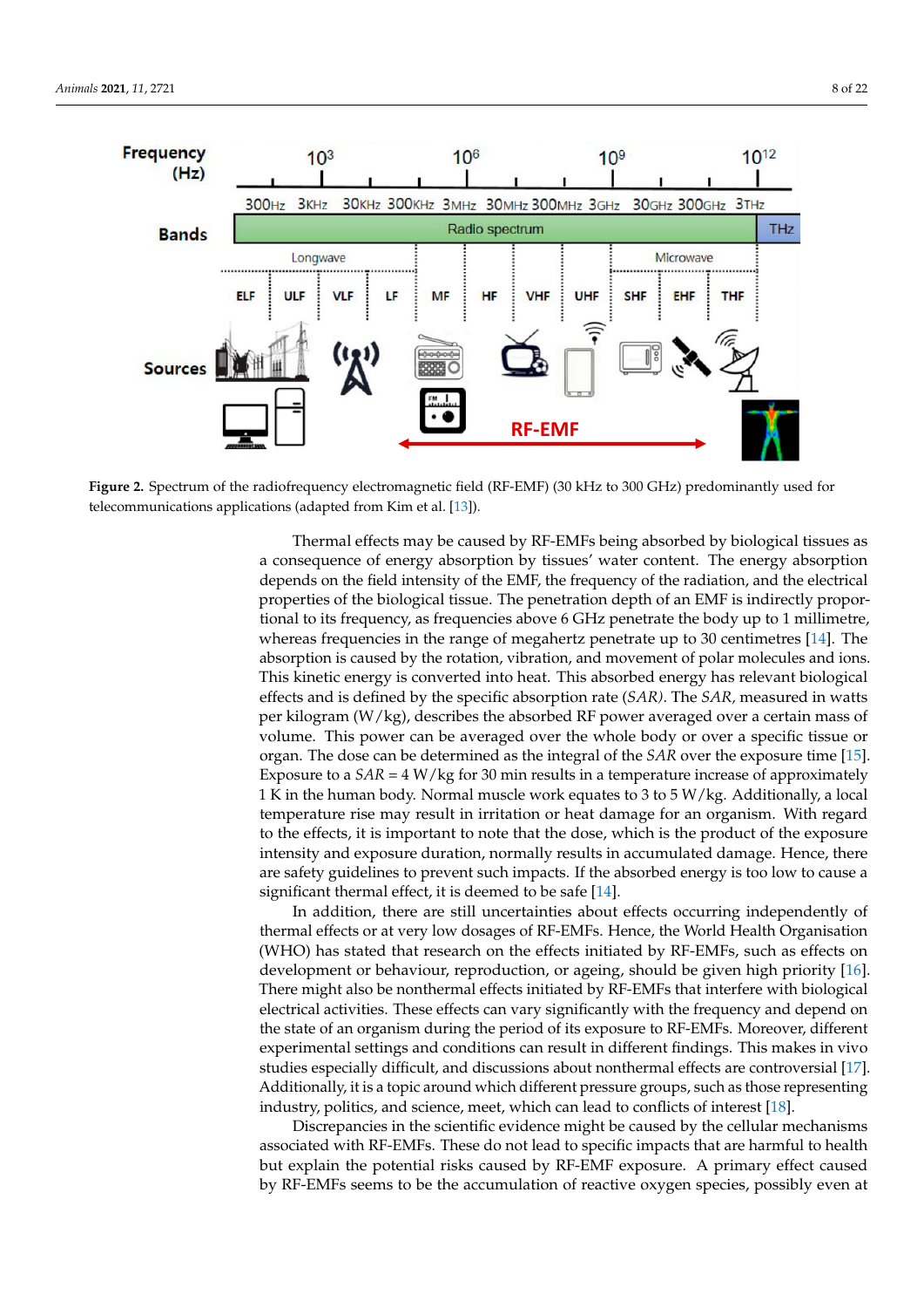**Figure 2.** Spectrum of the radiofrequency electromagnetic field (RF-EMF) (30 kHz to 300 GHz) predominantly used for telecommunications applications (adapted from Kim et al. [13]).

Thermal effects may be caused by RF-EMFs being absorbed by biological tissues as a consequence of energy absorption by tissues' water content. The energy absorption depends on the field intensity of the EMF, the frequency of the radiation, and the electrical properties of the biological tissue. The penetration depth of an EMF is indirectly proportional to its frequency, as frequencies above 6 GHz penetrate the body up to 1 millimetre, whereas frequencies in the range of megahertz penetrate up to 30 centimetres [14]. The absorption is caused by the rotation, vibration, and movement of polar molecules and ions. This kinetic energy is converted into heat. This absorbed energy has relevant biological effects and is defined by the specific absorption rate (*SAR*). The *SAR*, measured in watts per kilogram (W/kg), describes the absorbed RF power averaged over a certain mass of volume. This power can be averaged over the whole body or over a specific tissue or organ. The dose can be determined as the integral of the *SAR* over the exposure time [15]. Exposure to a *SAR* = 4 W/kg for 30 min results in a temperature increase of approximately 1 K in the human body. Normal muscle work equates to 3 to 5 W/kg. Additionally, a local temperature rise may result in irritation or heat damage for an organism. With regard to the effects, it is important to note that the dose, which is the product of the exposure intensity and exposure duration, normally results in accumulated damage. Hence, there are safety guidelines to prevent such impacts. If the absorbed energy is too low to cause a significant thermal effect, it is deemed to be safe [14].

In addition, there are still uncertainties about effects occurring independently of thermal effects or at very low dosages of RF-EMFs. Hence, the World Health Organisation (WHO) has stated that research on the effects initiated by RF-EMFs, such as effects on development or behaviour, reproduction, or ageing, should be given high priority [16]. There might also be nonthermal effects initiated by RF-EMFs that interfere with biological electrical activities. These effects can vary significantly with the frequency and depend on the state of an organism during the period of its exposure to RF-EMFs. Moreover, different experimental settings and conditions can result in different findings. This makes in vivo studies especially difficult, and discussions about nonthermal effects are controversial [17]. Additionally, it is a topic around which different pressure groups, such as those representing industry, politics, and science, meet, which can lead to conflicts of interest [18].

Discrepancies in the scientific evidence might be caused by the cellular mechanisms associated with RF-EMFs. These do not lead to specific impacts that are harmful to health but explain the potential risks caused by RF-EMF exposure. A primary effect caused by RF-EMFs seems to be the accumulation of reactive oxygen species, possibly even at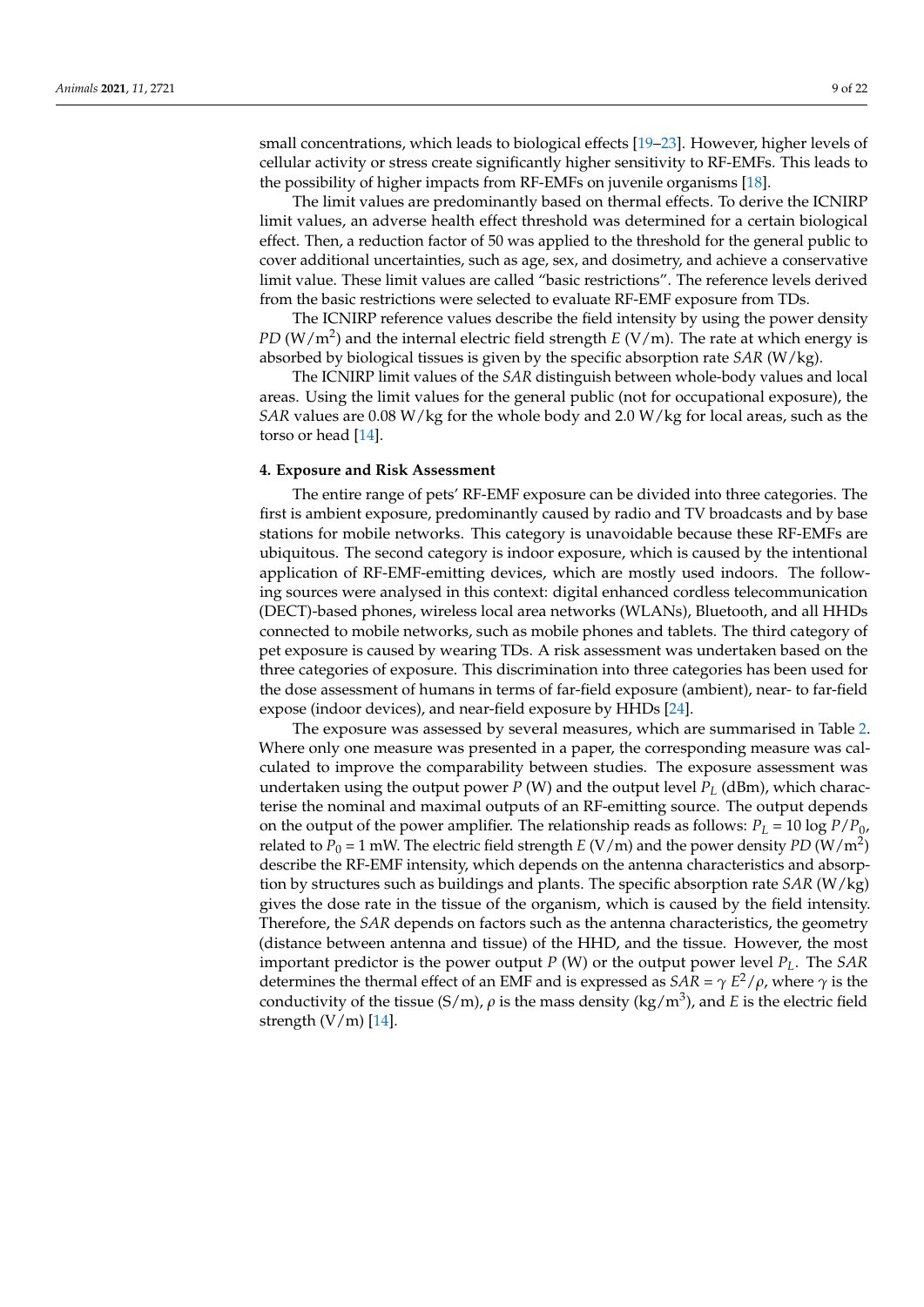small concentrations, which leads to biological effects [19–23]. However, higher levels of cellular activity or stress create significantly higher sensitivity to RF-EMFs. This leads to the possibility of higher impacts from RF-EMFs on juvenile organisms [18].

The limit values are predominantly based on thermal effects. To derive the ICNIRP limit values, an adverse health effect threshold was determined for a certain biological effect. Then, a reduction factor of 50 was applied to the threshold for the general public to cover additional uncertainties, such as age, sex, and dosimetry, and achieve a conservative limit value. These limit values are called "basic restrictions". The reference levels derived from the basic restrictions were selected to evaluate RF-EMF exposure from TDs.

The ICNIRP reference values describe the field intensity by using the power density *PD* ($W/m^2$) and the internal electric field strength $E$ (V/m). The rate at which energy is absorbed by biological tissues is given by the specific absorption rate *SAR* (W/kg).

The ICNIRP limit values of the *SAR* distinguish between whole-body values and local areas. Using the limit values for the general public (not for occupational exposure), the *SAR* values are 0.08 W/kg for the whole body and 2.0 W/kg for local areas, such as the torso or head [14].

## 4. Exposure and Risk Assessment

The entire range of pets' RF-EMF exposure can be divided into three categories. The first is ambient exposure, predominantly caused by radio and TV broadcasts and by base stations for mobile networks. This category is unavoidable because these RF-EMFs are ubiquitous. The second category is indoor exposure, which is caused by the intentional application of RF-EMF-emitting devices, which are mostly used indoors. The following sources were analysed in this context: digital enhanced cordless telecommunication (DECT)-based phones, wireless local area networks (WLANs), Bluetooth, and all HHDs connected to mobile networks, such as mobile phones and tablets. The third category of pet exposure is caused by wearing TDs. A risk assessment was undertaken based on the three categories of exposure. This discrimination into three categories has been used for the dose assessment of humans in terms of far-field exposure (ambient), near- to far-field expose (indoor devices), and near-field exposure by HHDs [24].

The exposure was assessed by several measures, which are summarised in Table 2. Where only one measure was presented in a paper, the corresponding measure was calculated to improve the comparability between studies. The exposure assessment was undertaken using the output power $P$ (W) and the output level $P_L$ (dBm), which characterise the nominal and maximal outputs of an RF-emitting source. The output depends on the output of the power amplifier. The relationship reads as follows: $P_L = 10 \log P/P_0$, related to $P_0 = 1$ mW. The electric field strength $E$ (V/m) and the power density *PD* ($W/m^2$) describe the RF-EMF intensity, which depends on the antenna characteristics and absorption by structures such as buildings and plants. The specific absorption rate *SAR* (W/kg) gives the dose rate in the tissue of the organism, which is caused by the field intensity. Therefore, the *SAR* depends on factors such as the antenna characteristics, the geometry (distance between antenna and tissue) of the HHD, and the tissue. However, the most important predictor is the power output $P$ (W) or the output power level $P_L$. The *SAR* determines the thermal effect of an EMF and is expressed as $SAR = \gamma\, E^2/\rho$, where $\gamma$ is the conductivity of the tissue (S/m), $\rho$ is the mass density ($kg/m^3$), and $E$ is the electric field strength (V/m) [14].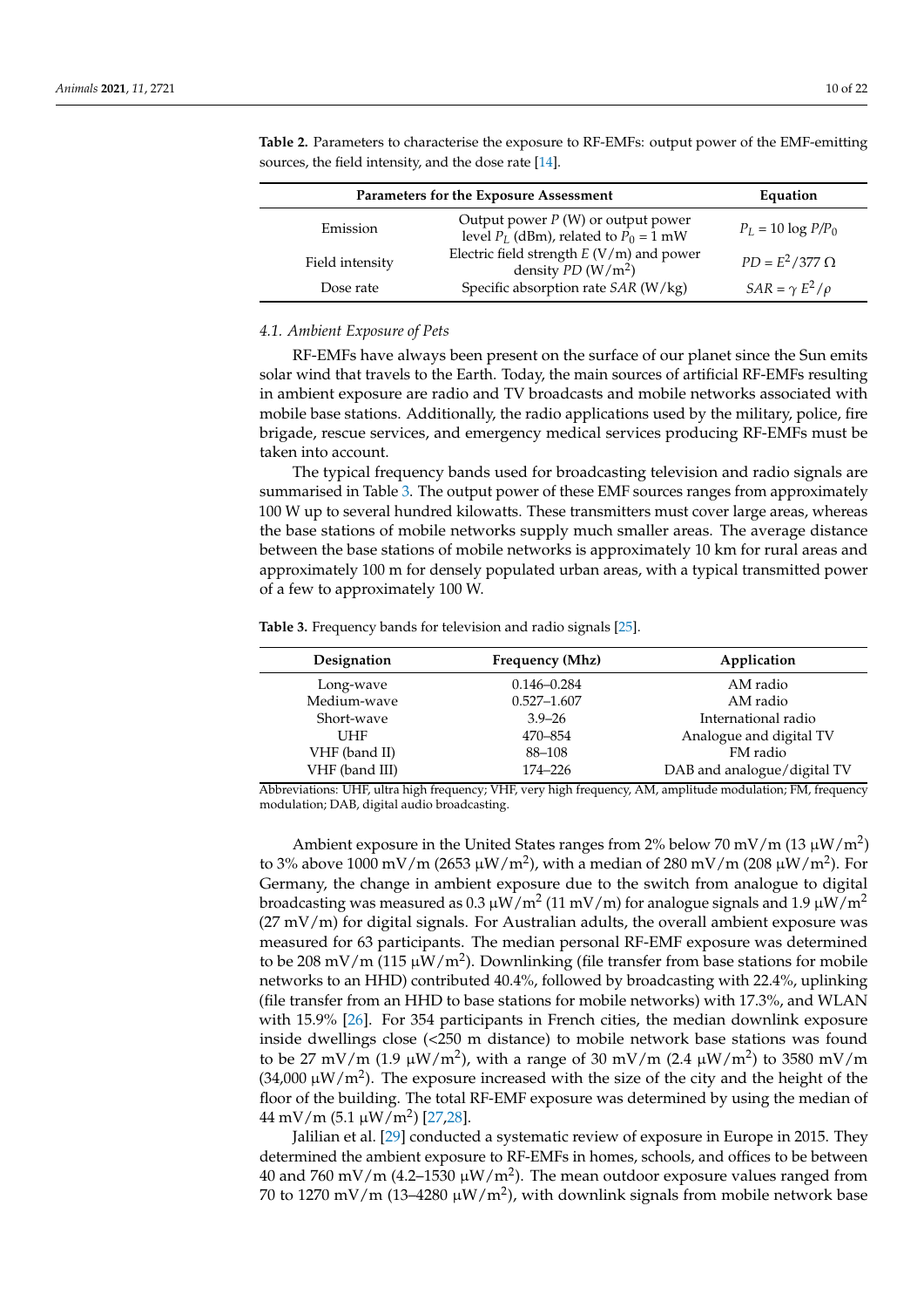**Table 2.** Parameters to characterise the exposure to RF-EMFs: output power of the EMF-emitting sources, the field intensity, and the dose rate [14].

| Parameters for the Exposure Assessment | | Equation |
|---|---|---|
| Emission | Output power $P$ (W) or output power level $P_L$ (dBm), related to $P_0$ = 1 mW | $P_L = 10 \log P/P_0$ |
| Field intensity | Electric field strength $E$ (V/m) and power density $PD$ (W/m$^2$) | $PD = E^2/377\ \Omega$ |
| Dose rate | Specific absorption rate $SAR$ (W/kg) | $SAR = \gamma\ E^2/\rho$ |

### 4.1. Ambient Exposure of Pets

RF-EMFs have always been present on the surface of our planet since the Sun emits solar wind that travels to the Earth. Today, the main sources of artificial RF-EMFs resulting in ambient exposure are radio and TV broadcasts and mobile networks associated with mobile base stations. Additionally, the radio applications used by the military, police, fire brigade, rescue services, and emergency medical services producing RF-EMFs must be taken into account.

The typical frequency bands used for broadcasting television and radio signals are summarised in Table 3. The output power of these EMF sources ranges from approximately 100 W up to several hundred kilowatts. These transmitters must cover large areas, whereas the base stations of mobile networks supply much smaller areas. The average distance between the base stations of mobile networks is approximately 10 km for rural areas and approximately 100 m for densely populated urban areas, with a typical transmitted power of a few to approximately 100 W.

**Table 3.** Frequency bands for television and radio signals [25].

| Designation | Frequency (Mhz) | Application |
|---|---|---|
| Long-wave | 0.146–0.284 | AM radio |
| Medium-wave | 0.527–1.607 | AM radio |
| Short-wave | 3.9–26 | International radio |
| UHF | 470–854 | Analogue and digital TV |
| VHF (band II) | 88–108 | FM radio |
| VHF (band III) | 174–226 | DAB and analogue/digital TV |

Abbreviations: UHF, ultra high frequency; VHF, very high frequency, AM, amplitude modulation; FM, frequency modulation; DAB, digital audio broadcasting.

Ambient exposure in the United States ranges from 2% below 70 mV/m (13 μW/m$^2$) to 3% above 1000 mV/m (2653 μW/m$^2$), with a median of 280 mV/m (208 μW/m$^2$). For Germany, the change in ambient exposure due to the switch from analogue to digital broadcasting was measured as 0.3 μW/m$^2$ (11 mV/m) for analogue signals and 1.9 μW/m$^2$ (27 mV/m) for digital signals. For Australian adults, the overall ambient exposure was measured for 63 participants. The median personal RF-EMF exposure was determined to be 208 mV/m (115 μW/m$^2$). Downlinking (file transfer from base stations for mobile networks to an HHD) contributed 40.4%, followed by broadcasting with 22.4%, uplinking (file transfer from an HHD to base stations for mobile networks) with 17.3%, and WLAN with 15.9% [26]. For 354 participants in French cities, the median downlink exposure inside dwellings close (<250 m distance) to mobile network base stations was found to be 27 mV/m (1.9 μW/m$^2$), with a range of 30 mV/m (2.4 μW/m$^2$) to 3580 mV/m (34,000 μW/m$^2$). The exposure increased with the size of the city and the height of the floor of the building. The total RF-EMF exposure was determined by using the median of 44 mV/m (5.1 μW/m$^2$) [27,28].

Jalilian et al. [29] conducted a systematic review of exposure in Europe in 2015. They determined the ambient exposure to RF-EMFs in homes, schools, and offices to be between 40 and 760 mV/m (4.2–1530 μW/m$^2$). The mean outdoor exposure values ranged from 70 to 1270 mV/m (13–4280 μW/m$^2$), with downlink signals from mobile network base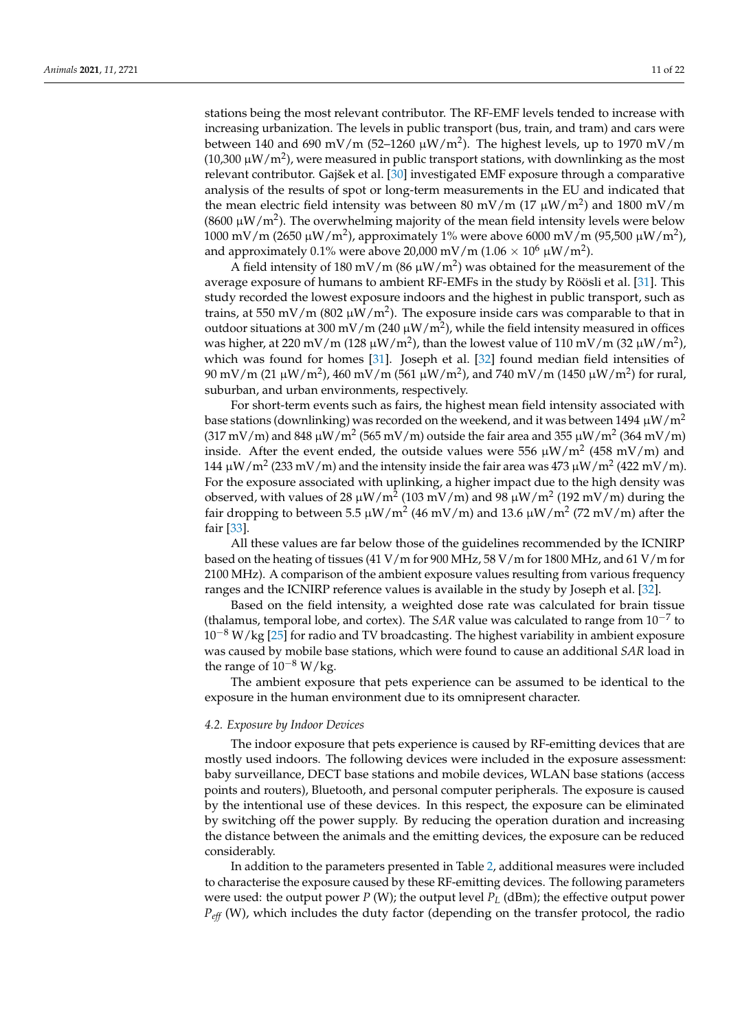stations being the most relevant contributor. The RF-EMF levels tended to increase with increasing urbanization. The levels in public transport (bus, train, and tram) and cars were between 140 and 690 mV/m (52–1260 μW/m$^2$). The highest levels, up to 1970 mV/m (10,300 μW/m$^2$), were measured in public transport stations, with downlinking as the most relevant contributor. Gajšek et al. [30] investigated EMF exposure through a comparative analysis of the results of spot or long-term measurements in the EU and indicated that the mean electric field intensity was between 80 mV/m (17 μW/m$^2$) and 1800 mV/m (8600 μW/m$^2$). The overwhelming majority of the mean field intensity levels were below 1000 mV/m (2650 μW/m$^2$), approximately 1% were above 6000 mV/m (95,500 μW/m$^2$), and approximately 0.1% were above 20,000 mV/m ($1.06 \times 10^6$ μW/m$^2$).

A field intensity of 180 mV/m (86 μW/m$^2$) was obtained for the measurement of the average exposure of humans to ambient RF-EMFs in the study by Röösli et al. [31]. This study recorded the lowest exposure indoors and the highest in public transport, such as trains, at 550 mV/m (802 μW/m$^2$). The exposure inside cars was comparable to that in outdoor situations at 300 mV/m (240 μW/m$^2$), while the field intensity measured in offices was higher, at 220 mV/m (128 μW/m$^2$), than the lowest value of 110 mV/m (32 μW/m$^2$), which was found for homes [31]. Joseph et al. [32] found median field intensities of 90 mV/m (21 μW/m$^2$), 460 mV/m (561 μW/m$^2$), and 740 mV/m (1450 μW/m$^2$) for rural, suburban, and urban environments, respectively.

For short-term events such as fairs, the highest mean field intensity associated with base stations (downlinking) was recorded on the weekend, and it was between 1494 μW/m$^2$ (317 mV/m) and 848 μW/m$^2$ (565 mV/m) outside the fair area and 355 μW/m$^2$ (364 mV/m) inside. After the event ended, the outside values were 556 μW/m$^2$ (458 mV/m) and 144 μW/m$^2$ (233 mV/m) and the intensity inside the fair area was 473 μW/m$^2$ (422 mV/m). For the exposure associated with uplinking, a higher impact due to the high density was observed, with values of 28 μW/m$^2$ (103 mV/m) and 98 μW/m$^2$ (192 mV/m) during the fair dropping to between 5.5 μW/m$^2$ (46 mV/m) and 13.6 μW/m$^2$ (72 mV/m) after the fair [33].

All these values are far below those of the guidelines recommended by the ICNIRP based on the heating of tissues (41 V/m for 900 MHz, 58 V/m for 1800 MHz, and 61 V/m for 2100 MHz). A comparison of the ambient exposure values resulting from various frequency ranges and the ICNIRP reference values is available in the study by Joseph et al. [32].

Based on the field intensity, a weighted dose rate was calculated for brain tissue (thalamus, temporal lobe, and cortex). The *SAR* value was calculated to range from $10^{-7}$ to $10^{-8}$ W/kg [25] for radio and TV broadcasting. The highest variability in ambient exposure was caused by mobile base stations, which were found to cause an additional *SAR* load in the range of $10^{-8}$ W/kg.

The ambient exposure that pets experience can be assumed to be identical to the exposure in the human environment due to its omnipresent character.

### 4.2. Exposure by Indoor Devices

The indoor exposure that pets experience is caused by RF-emitting devices that are mostly used indoors. The following devices were included in the exposure assessment: baby surveillance, DECT base stations and mobile devices, WLAN base stations (access points and routers), Bluetooth, and personal computer peripherals. The exposure is caused by the intentional use of these devices. In this respect, the exposure can be eliminated by switching off the power supply. By reducing the operation duration and increasing the distance between the animals and the emitting devices, the exposure can be reduced considerably.

In addition to the parameters presented in Table 2, additional measures were included to characterise the exposure caused by these RF-emitting devices. The following parameters were used: the output power $P$ (W); the output level $P_L$ (dBm); the effective output power $P_{eff}$ (W), which includes the duty factor (depending on the transfer protocol, the radio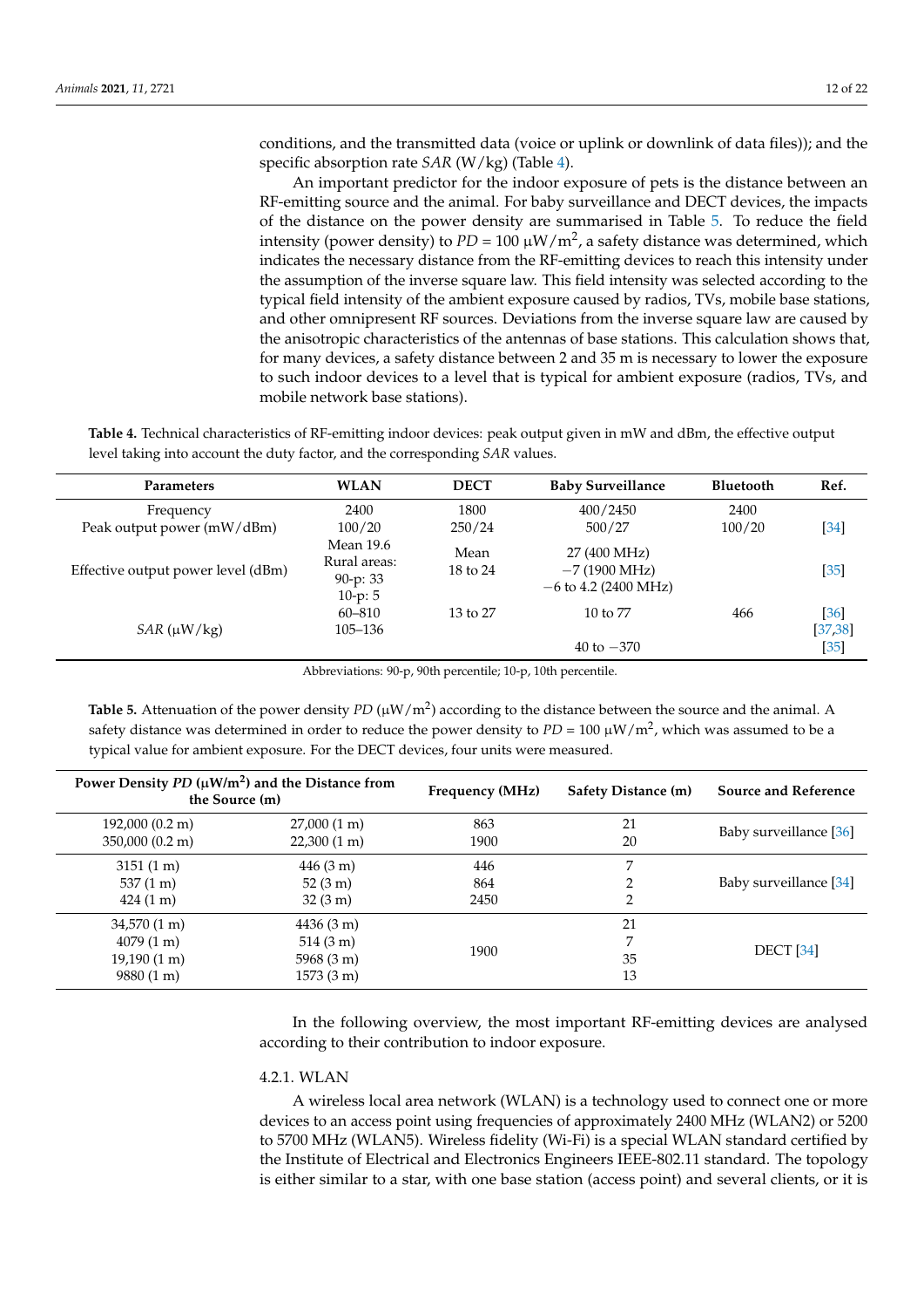conditions, and the transmitted data (voice or uplink or downlink of data files)); and the specific absorption rate *SAR* (W/kg) (Table 4).

An important predictor for the indoor exposure of pets is the distance between an RF-emitting source and the animal. For baby surveillance and DECT devices, the impacts of the distance on the power density are summarised in Table 5. To reduce the field intensity (power density) to $PD$ = 100 μW/m$^2$, a safety distance was determined, which indicates the necessary distance from the RF-emitting devices to reach this intensity under the assumption of the inverse square law. This field intensity was selected according to the typical field intensity of the ambient exposure caused by radios, TVs, mobile base stations, and other omnipresent RF sources. Deviations from the inverse square law are caused by the anisotropic characteristics of the antennas of base stations. This calculation shows that, for many devices, a safety distance between 2 and 35 m is necessary to lower the exposure to such indoor devices to a level that is typical for ambient exposure (radios, TVs, and mobile network base stations).

**Table 4.** Technical characteristics of RF-emitting indoor devices: peak output given in mW and dBm, the effective output level taking into account the duty factor, and the corresponding *SAR* values.

| Parameters | WLAN | DECT | Baby Surveillance | Bluetooth | Ref. |
|---|---|---|---|---|---|
| Frequency | 2400 | 1800 | 400/2450 | 2400 | |
| Peak output power (mW/dBm) | 100/20 | 250/24 | 500/27 | 100/20 | [34] |
| Effective output power level (dBm) | Mean 19.6<br>Rural areas:<br>90-p: 33<br>10-p: 5 | Mean<br>18 to 24 | 27 (400 MHz)<br>−7 (1900 MHz)<br>−6 to 4.2 (2400 MHz) | | [35] |
| *SAR* (μW/kg) | 60–810 | 13 to 27 | 10 to 77 | 466 | [36] |
| | 105–136 | | | | [37,38] |
| | | | 40 to −370 | | [35] |

Abbreviations: 90-p, 90th percentile; 10-p, 10th percentile.

**Table 5.** Attenuation of the power density $PD$ (μW/m$^2$) according to the distance between the source and the animal. A safety distance was determined in order to reduce the power density to $PD$ = 100 μW/m$^2$, which was assumed to be a typical value for ambient exposure. For the DECT devices, four units were measured.

| Power Density $PD$ (μW/m$^2$) and the Distance from the Source (m) | | Frequency (MHz) | Safety Distance (m) | Source and Reference |
|---|---|---|---|---|
| 192,000 (0.2 m) | 27,000 (1 m) | 863 | 21 | Baby surveillance [36] |
| 350,000 (0.2 m) | 22,300 (1 m) | 1900 | 20 | |
| 3151 (1 m) | 446 (3 m) | 446 | 7 | Baby surveillance [34] |
| 537 (1 m) | 52 (3 m) | 864 | 2 | |
| 424 (1 m) | 32 (3 m) | 2450 | 2 | |
| 34,570 (1 m) | 4436 (3 m) | 1900 | 21 | DECT [34] |
| 4079 (1 m) | 514 (3 m) | | 7 | |
| 19,190 (1 m) | 5968 (3 m) | | 35 | |
| 9880 (1 m) | 1573 (3 m) | | 13 | |

In the following overview, the most important RF-emitting devices are analysed according to their contribution to indoor exposure.

#### 4.2.1. WLAN

A wireless local area network (WLAN) is a technology used to connect one or more devices to an access point using frequencies of approximately 2400 MHz (WLAN2) or 5200 to 5700 MHz (WLAN5). Wireless fidelity (Wi-Fi) is a special WLAN standard certified by the Institute of Electrical and Electronics Engineers IEEE-802.11 standard. The topology is either similar to a star, with one base station (access point) and several clients, or it is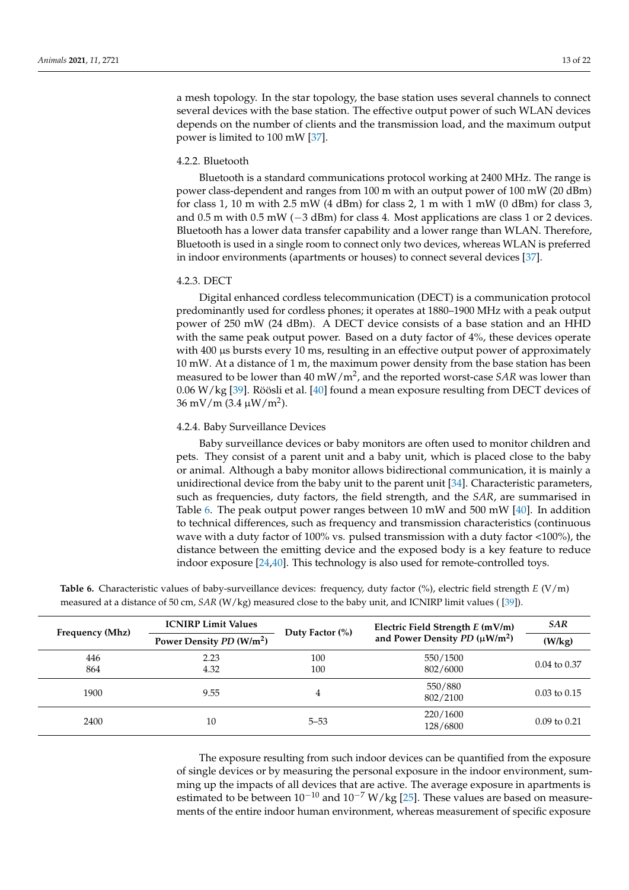a mesh topology. In the star topology, the base station uses several channels to connect several devices with the base station. The effective output power of such WLAN devices depends on the number of clients and the transmission load, and the maximum output power is limited to 100 mW [37].

#### 4.2.2. Bluetooth

Bluetooth is a standard communications protocol working at 2400 MHz. The range is power class-dependent and ranges from 100 m with an output power of 100 mW (20 dBm) for class 1, 10 m with 2.5 mW (4 dBm) for class 2, 1 m with 1 mW (0 dBm) for class 3, and 0.5 m with 0.5 mW (−3 dBm) for class 4. Most applications are class 1 or 2 devices. Bluetooth has a lower data transfer capability and a lower range than WLAN. Therefore, Bluetooth is used in a single room to connect only two devices, whereas WLAN is preferred in indoor environments (apartments or houses) to connect several devices [37].

#### 4.2.3. DECT

Digital enhanced cordless telecommunication (DECT) is a communication protocol predominantly used for cordless phones; it operates at 1880–1900 MHz with a peak output power of 250 mW (24 dBm). A DECT device consists of a base station and an HHD with the same peak output power. Based on a duty factor of 4%, these devices operate with 400 µs bursts every 10 ms, resulting in an effective output power of approximately 10 mW. At a distance of 1 m, the maximum power density from the base station has been measured to be lower than 40 mW/m$^2$, and the reported worst-case *SAR* was lower than 0.06 W/kg [39]. Röösli et al. [40] found a mean exposure resulting from DECT devices of 36 mV/m (3.4 µW/m$^2$).

#### 4.2.4. Baby Surveillance Devices

Baby surveillance devices or baby monitors are often used to monitor children and pets. They consist of a parent unit and a baby unit, which is placed close to the baby or animal. Although a baby monitor allows bidirectional communication, it is mainly a unidirectional device from the baby unit to the parent unit [34]. Characteristic parameters, such as frequencies, duty factors, the field strength, and the *SAR*, are summarised in Table 6. The peak output power ranges between 10 mW and 500 mW [40]. In addition to technical differences, such as frequency and transmission characteristics (continuous wave with a duty factor of 100% vs. pulsed transmission with a duty factor <100%), the distance between the emitting device and the exposed body is a key feature to reduce indoor exposure [24,40]. This technology is also used for remote-controlled toys.

**Table 6.** Characteristic values of baby-surveillance devices: frequency, duty factor (%), electric field strength *E* (V/m) measured at a distance of 50 cm, *SAR* (W/kg) measured close to the baby unit, and ICNIRP limit values ( [39]).

| Frequency (Mhz) | ICNIRP Limit Values | Duty Factor (%) | Electric Field Strength *E* (mV/m) and Power Density *PD* (µW/m$^2$) | *SAR* |
|---|---|---|---|---|
| | Power Density *PD* (W/m$^2$) | | | (W/kg) |
| 446<br>864 | 2.23<br>4.32 | 100<br>100 | 550/1500<br>802/6000 | 0.04 to 0.37 |
| 1900 | 9.55 | 4 | 550/880<br>802/2100 | 0.03 to 0.15 |
| 2400 | 10 | 5–53 | 220/1600<br>128/6800 | 0.09 to 0.21 |

The exposure resulting from such indoor devices can be quantified from the exposure of single devices or by measuring the personal exposure in the indoor environment, summing up the impacts of all devices that are active. The average exposure in apartments is estimated to be between $10^{-10}$ and $10^{-7}$ W/kg [25]. These values are based on measurements of the entire indoor human environment, whereas measurement of specific exposure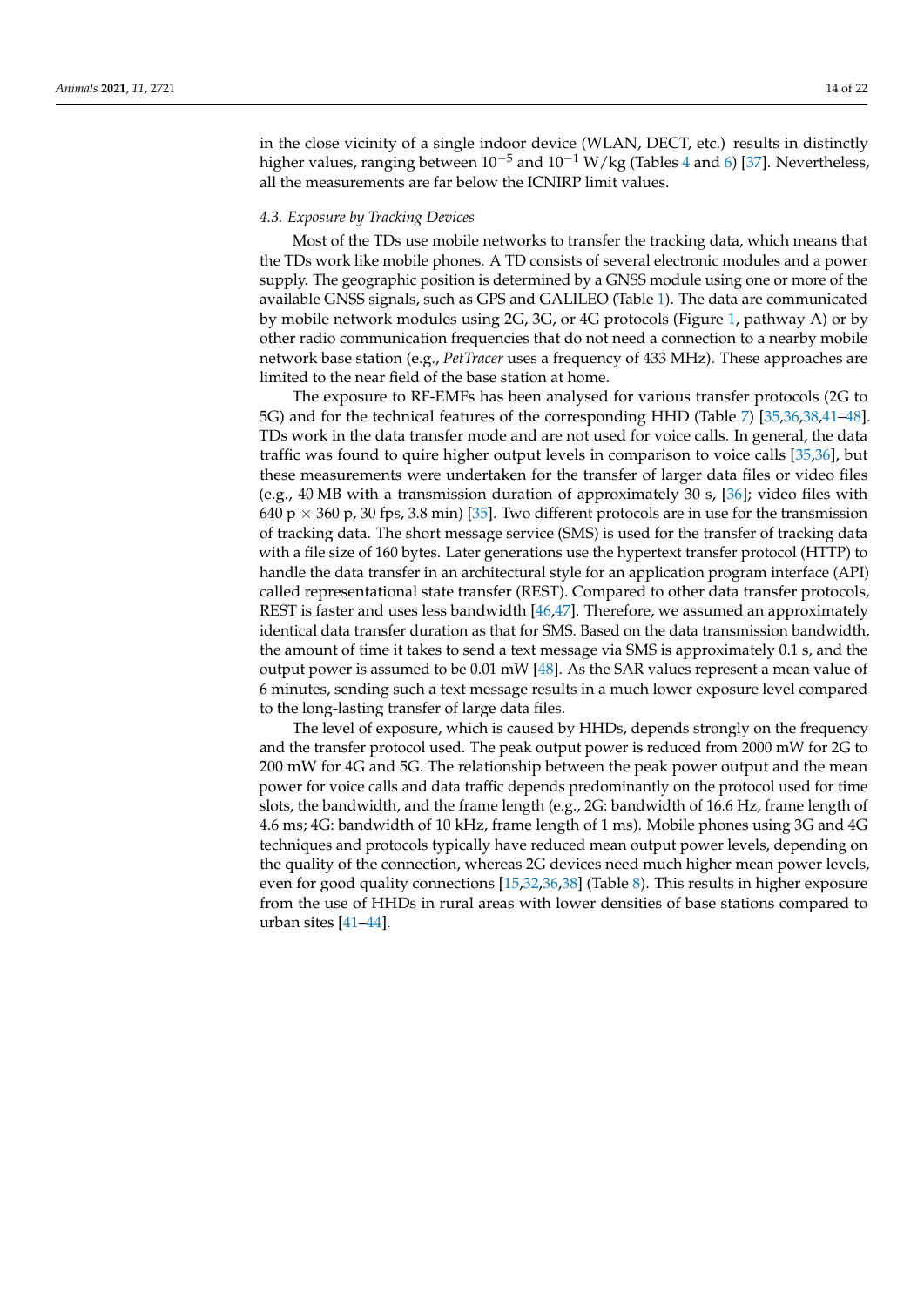in the close vicinity of a single indoor device (WLAN, DECT, etc.) results in distinctly higher values, ranging between $10^{-5}$ and $10^{-1}$ W/kg (Tables 4 and 6) [37]. Nevertheless, all the measurements are far below the ICNIRP limit values.

### 4.3. Exposure by Tracking Devices

Most of the TDs use mobile networks to transfer the tracking data, which means that the TDs work like mobile phones. A TD consists of several electronic modules and a power supply. The geographic position is determined by a GNSS module using one or more of the available GNSS signals, such as GPS and GALILEO (Table 1). The data are communicated by mobile network modules using 2G, 3G, or 4G protocols (Figure 1, pathway A) or by other radio communication frequencies that do not need a connection to a nearby mobile network base station (e.g., *PetTracer* uses a frequency of 433 MHz). These approaches are limited to the near field of the base station at home.

The exposure to RF-EMFs has been analysed for various transfer protocols (2G to 5G) and for the technical features of the corresponding HHD (Table 7) [35,36,38,41–48]. TDs work in the data transfer mode and are not used for voice calls. In general, the data traffic was found to quire higher output levels in comparison to voice calls [35,36], but these measurements were undertaken for the transfer of larger data files or video files (e.g., 40 MB with a transmission duration of approximately 30 s, [36]; video files with 640 p $\times$ 360 p, 30 fps, 3.8 min) [35]. Two different protocols are in use for the transmission of tracking data. The short message service (SMS) is used for the transfer of tracking data with a file size of 160 bytes. Later generations use the hypertext transfer protocol (HTTP) to handle the data transfer in an architectural style for an application program interface (API) called representational state transfer (REST). Compared to other data transfer protocols, REST is faster and uses less bandwidth [46,47]. Therefore, we assumed an approximately identical data transfer duration as that for SMS. Based on the data transmission bandwidth, the amount of time it takes to send a text message via SMS is approximately 0.1 s, and the output power is assumed to be 0.01 mW [48]. As the SAR values represent a mean value of 6 minutes, sending such a text message results in a much lower exposure level compared to the long-lasting transfer of large data files.

The level of exposure, which is caused by HHDs, depends strongly on the frequency and the transfer protocol used. The peak output power is reduced from 2000 mW for 2G to 200 mW for 4G and 5G. The relationship between the peak power output and the mean power for voice calls and data traffic depends predominantly on the protocol used for time slots, the bandwidth, and the frame length (e.g., 2G: bandwidth of 16.6 Hz, frame length of 4.6 ms; 4G: bandwidth of 10 kHz, frame length of 1 ms). Mobile phones using 3G and 4G techniques and protocols typically have reduced mean output power levels, depending on the quality of the connection, whereas 2G devices need much higher mean power levels, even for good quality connections [15,32,36,38] (Table 8). This results in higher exposure from the use of HHDs in rural areas with lower densities of base stations compared to urban sites [41–44].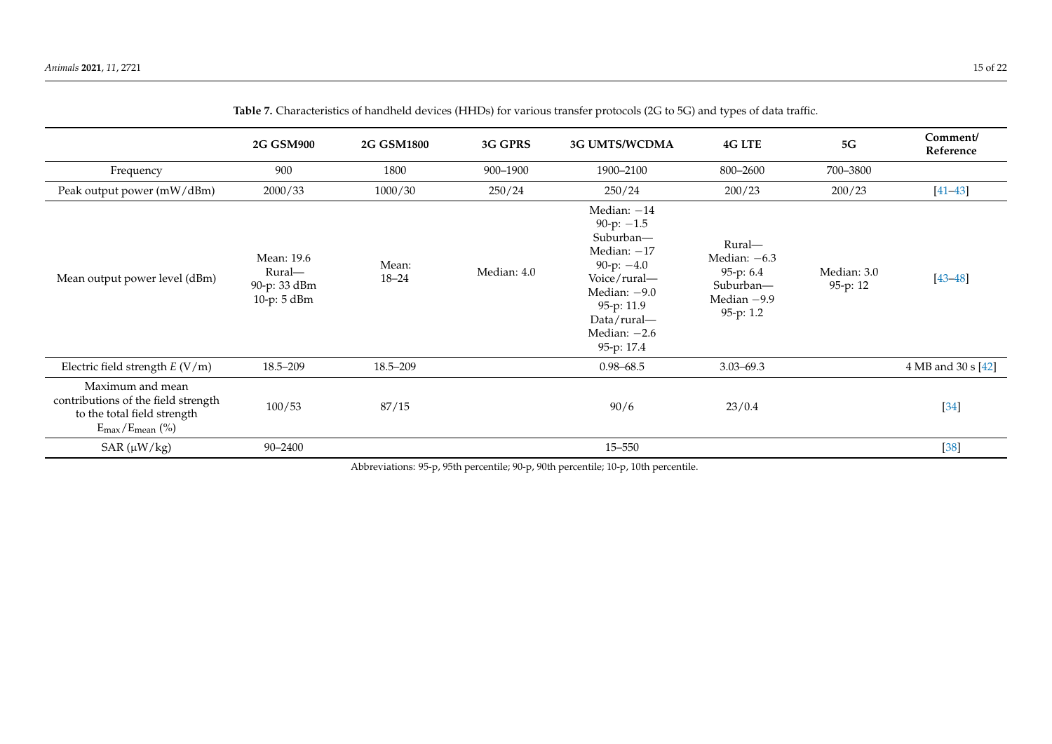**Table 7.** Characteristics of handheld devices (HHDs) for various transfer protocols (2G to 5G) and types of data traffic.

| | 2G GSM900 | 2G GSM1800 | 3G GPRS | 3G UMTS/WCDMA | 4G LTE | 5G | Comment/ Reference |
|---|---|---|---|---|---|---|---|
| Frequency | 900 | 1800 | 900–1900 | 1900–2100 | 800–2600 | 700–3800 | |
| Peak output power (mW/dBm) | 2000/33 | 1000/30 | 250/24 | 250/24 | 200/23 | 200/23 | [41–43] |
| Mean output power level (dBm) | Mean: 19.6 Rural— 90-p: 33 dBm 10-p: 5 dBm | Mean: 18–24 | Median: 4.0 | Median: −14 90-p: −1.5 Suburban— Median: −17 90-p: −4.0 Voice/rural— Median: −9.0 95-p: 11.9 Data/rural— Median: −2.6 95-p: 17.4 | Rural— Median: −6.3 95-p: 6.4 Suburban— Median −9.9 95-p: 1.2 | Median: 3.0 95-p: 12 | [43–48] |
| Electric field strength $E$ (V/m) | 18.5–209 | 18.5–209 | | 0.98–68.5 | 3.03–69.3 | | 4 MB and 30 s [42] |
| Maximum and mean contributions of the field strength to the total field strength $E_{max}/E_{mean}$ (%) | 100/53 | 87/15 | | 90/6 | 23/0.4 | | [34] |
| SAR (μW/kg) | 90–2400 | | | 15–550 | | | [38] |

Abbreviations: 95-p, 95th percentile; 90-p, 90th percentile; 10-p, 10th percentile.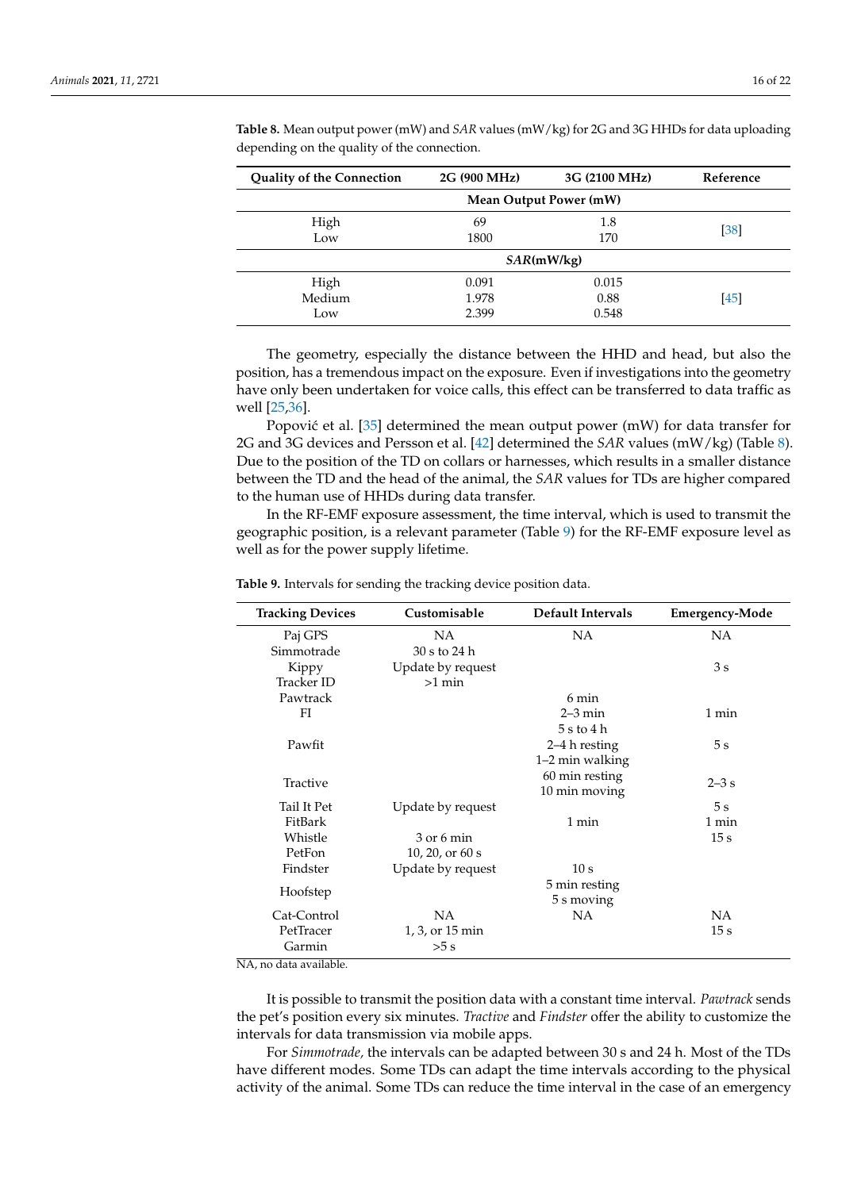**Table 8.** Mean output power (mW) and *SAR* values (mW/kg) for 2G and 3G HHDs for data uploading depending on the quality of the connection.

| Quality of the Connection | 2G (900 MHz) | 3G (2100 MHz) | Reference |
|---|---|---|---|
| | **Mean Output Power (mW)** | | |
| High | 69 | 1.8 | [38] |
| Low | 1800 | 170 | |
| | ***SAR*(mW/kg)** | | |
| High | 0.091 | 0.015 | [45] |
| Medium | 1.978 | 0.88 | |
| Low | 2.399 | 0.548 | |

The geometry, especially the distance between the HHD and head, but also the position, has a tremendous impact on the exposure. Even if investigations into the geometry have only been undertaken for voice calls, this effect can be transferred to data traffic as well [25,36].

Popović et al. [35] determined the mean output power (mW) for data transfer for 2G and 3G devices and Persson et al. [42] determined the *SAR* values (mW/kg) (Table 8). Due to the position of the TD on collars or harnesses, which results in a smaller distance between the TD and the head of the animal, the *SAR* values for TDs are higher compared to the human use of HHDs during data transfer.

In the RF-EMF exposure assessment, the time interval, which is used to transmit the geographic position, is a relevant parameter (Table 9) for the RF-EMF exposure level as well as for the power supply lifetime.

**Table 9.** Intervals for sending the tracking device position data.

| Tracking Devices | Customisable | Default Intervals | Emergency-Mode |
|---|---|---|---|
| Paj GPS | NA | NA | NA |
| Simmotrade | 30 s to 24 h | | |
| Kippy | Update by request | | 3 s |
| Tracker ID | >1 min | | |
| Pawtrack | | 6 min | |
| FI | | 2–3 min | 1 min |
| Pawfit | | 5 s to 4 h<br>2–4 h resting<br>1–2 min walking | 5 s |
| Tractive | | 60 min resting<br>10 min moving | 2–3 s |
| Tail It Pet | Update by request | | 5 s |
| FitBark | | 1 min | 1 min |
| Whistle | 3 or 6 min | | 15 s |
| PetFon | 10, 20, or 60 s | | |
| Findster | Update by request | 10 s | |
| Hoofstep | | 5 min resting<br>5 s moving | |
| Cat-Control | NA | NA | NA |
| PetTracer | 1, 3, or 15 min | | 15 s |
| Garmin | >5 s | | |

NA, no data available.

It is possible to transmit the position data with a constant time interval. *Pawtrack* sends the pet's position every six minutes. *Tractive* and *Findster* offer the ability to customize the intervals for data transmission via mobile apps.

For *Simmotrade*, the intervals can be adapted between 30 s and 24 h. Most of the TDs have different modes. Some TDs can adapt the time intervals according to the physical activity of the animal. Some TDs can reduce the time interval in the case of an emergency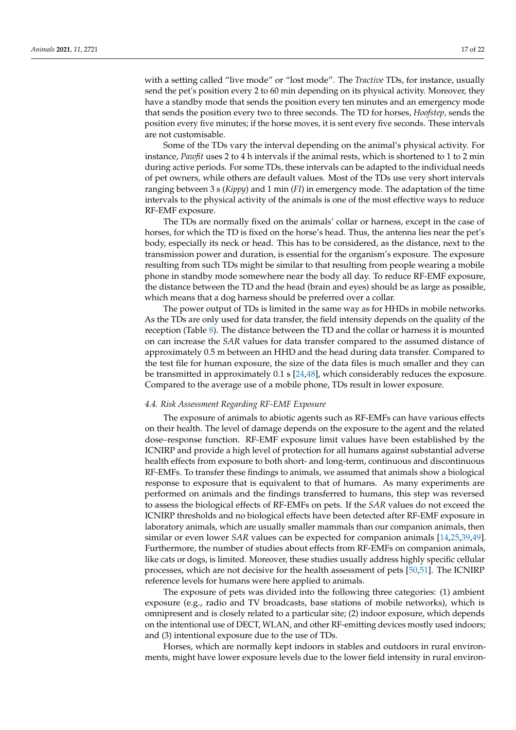with a setting called "live mode" or "lost mode". The *Tractive* TDs, for instance, usually send the pet's position every 2 to 60 min depending on its physical activity. Moreover, they have a standby mode that sends the position every ten minutes and an emergency mode that sends the position every two to three seconds. The TD for horses, *Hoofstep,* sends the position every five minutes; if the horse moves, it is sent every five seconds. These intervals are not customisable.

Some of the TDs vary the interval depending on the animal's physical activity. For instance, *Pawfit* uses 2 to 4 h intervals if the animal rests, which is shortened to 1 to 2 min during active periods. For some TDs, these intervals can be adapted to the individual needs of pet owners, while others are default values. Most of the TDs use very short intervals ranging between 3 s (*Kippy*) and 1 min (*FI*) in emergency mode. The adaptation of the time intervals to the physical activity of the animals is one of the most effective ways to reduce RF-EMF exposure.

The TDs are normally fixed on the animals' collar or harness, except in the case of horses, for which the TD is fixed on the horse's head. Thus, the antenna lies near the pet's body, especially its neck or head. This has to be considered, as the distance, next to the transmission power and duration, is essential for the organism's exposure. The exposure resulting from such TDs might be similar to that resulting from people wearing a mobile phone in standby mode somewhere near the body all day. To reduce RF-EMF exposure, the distance between the TD and the head (brain and eyes) should be as large as possible, which means that a dog harness should be preferred over a collar.

The power output of TDs is limited in the same way as for HHDs in mobile networks. As the TDs are only used for data transfer, the field intensity depends on the quality of the reception (Table 8). The distance between the TD and the collar or harness it is mounted on can increase the *SAR* values for data transfer compared to the assumed distance of approximately 0.5 m between an HHD and the head during data transfer. Compared to the test file for human exposure, the size of the data files is much smaller and they can be transmitted in approximately 0.1 s [24,48], which considerably reduces the exposure. Compared to the average use of a mobile phone, TDs result in lower exposure.

### 4.4. Risk Assessment Regarding RF-EMF Exposure

The exposure of animals to abiotic agents such as RF-EMFs can have various effects on their health. The level of damage depends on the exposure to the agent and the related dose–response function. RF-EMF exposure limit values have been established by the ICNIRP and provide a high level of protection for all humans against substantial adverse health effects from exposure to both short- and long-term, continuous and discontinuous RF-EMFs. To transfer these findings to animals, we assumed that animals show a biological response to exposure that is equivalent to that of humans. As many experiments are performed on animals and the findings transferred to humans, this step was reversed to assess the biological effects of RF-EMFs on pets. If the *SAR* values do not exceed the ICNIRP thresholds and no biological effects have been detected after RF-EMF exposure in laboratory animals, which are usually smaller mammals than our companion animals, then similar or even lower *SAR* values can be expected for companion animals [14,25,39,49]. Furthermore, the number of studies about effects from RF-EMFs on companion animals, like cats or dogs, is limited. Moreover, these studies usually address highly specific cellular processes, which are not decisive for the health assessment of pets [50,51]. The ICNIRP reference levels for humans were here applied to animals.

The exposure of pets was divided into the following three categories: (1) ambient exposure (e.g., radio and TV broadcasts, base stations of mobile networks), which is omnipresent and is closely related to a particular site; (2) indoor exposure, which depends on the intentional use of DECT, WLAN, and other RF-emitting devices mostly used indoors; and (3) intentional exposure due to the use of TDs.

Horses, which are normally kept indoors in stables and outdoors in rural environments, might have lower exposure levels due to the lower field intensity in rural environ-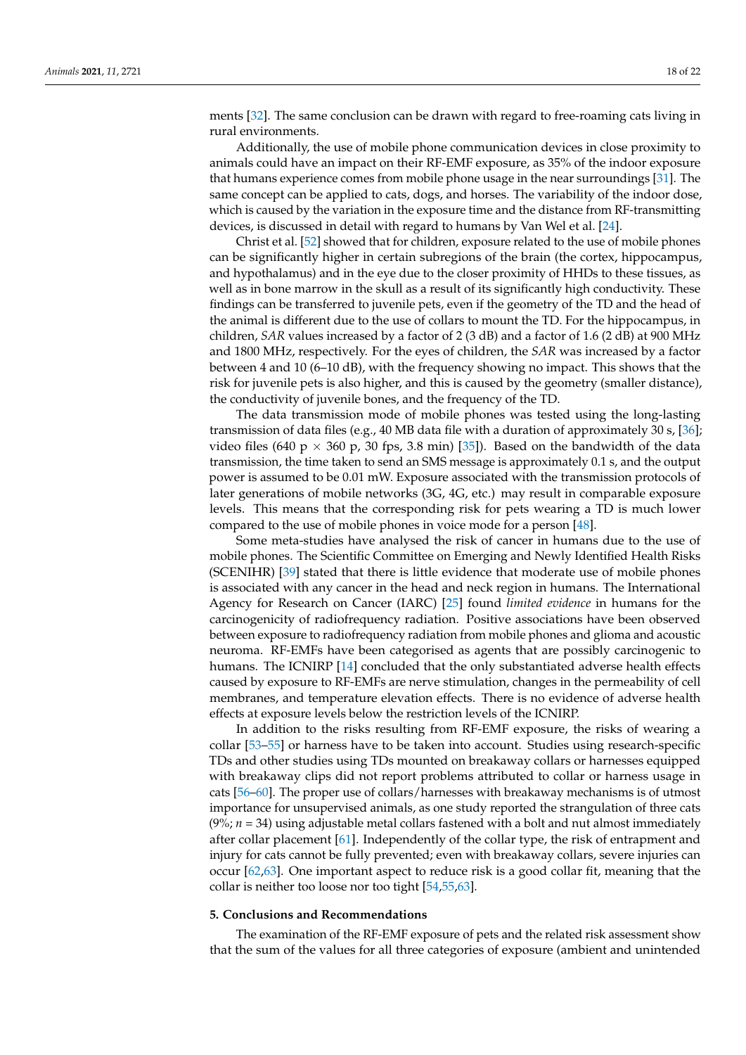ments [32]. The same conclusion can be drawn with regard to free-roaming cats living in rural environments.

Additionally, the use of mobile phone communication devices in close proximity to animals could have an impact on their RF-EMF exposure, as 35% of the indoor exposure that humans experience comes from mobile phone usage in the near surroundings [31]. The same concept can be applied to cats, dogs, and horses. The variability of the indoor dose, which is caused by the variation in the exposure time and the distance from RF-transmitting devices, is discussed in detail with regard to humans by Van Wel et al. [24].

Christ et al. [52] showed that for children, exposure related to the use of mobile phones can be significantly higher in certain subregions of the brain (the cortex, hippocampus, and hypothalamus) and in the eye due to the closer proximity of HHDs to these tissues, as well as in bone marrow in the skull as a result of its significantly high conductivity. These findings can be transferred to juvenile pets, even if the geometry of the TD and the head of the animal is different due to the use of collars to mount the TD. For the hippocampus, in children, *SAR* values increased by a factor of 2 (3 dB) and a factor of 1.6 (2 dB) at 900 MHz and 1800 MHz, respectively. For the eyes of children, the *SAR* was increased by a factor between 4 and 10 (6–10 dB), with the frequency showing no impact. This shows that the risk for juvenile pets is also higher, and this is caused by the geometry (smaller distance), the conductivity of juvenile bones, and the frequency of the TD.

The data transmission mode of mobile phones was tested using the long-lasting transmission of data files (e.g., 40 MB data file with a duration of approximately 30 s, [36]; video files (640 p $\times$ 360 p, 30 fps, 3.8 min) [35]). Based on the bandwidth of the data transmission, the time taken to send an SMS message is approximately 0.1 s, and the output power is assumed to be 0.01 mW. Exposure associated with the transmission protocols of later generations of mobile networks (3G, 4G, etc.) may result in comparable exposure levels. This means that the corresponding risk for pets wearing a TD is much lower compared to the use of mobile phones in voice mode for a person [48].

Some meta-studies have analysed the risk of cancer in humans due to the use of mobile phones. The Scientific Committee on Emerging and Newly Identified Health Risks (SCENIHR) [39] stated that there is little evidence that moderate use of mobile phones is associated with any cancer in the head and neck region in humans. The International Agency for Research on Cancer (IARC) [25] found *limited evidence* in humans for the carcinogenicity of radiofrequency radiation. Positive associations have been observed between exposure to radiofrequency radiation from mobile phones and glioma and acoustic neuroma. RF-EMFs have been categorised as agents that are possibly carcinogenic to humans. The ICNIRP [14] concluded that the only substantiated adverse health effects caused by exposure to RF-EMFs are nerve stimulation, changes in the permeability of cell membranes, and temperature elevation effects. There is no evidence of adverse health effects at exposure levels below the restriction levels of the ICNIRP.

In addition to the risks resulting from RF-EMF exposure, the risks of wearing a collar [53–55] or harness have to be taken into account. Studies using research-specific TDs and other studies using TDs mounted on breakaway collars or harnesses equipped with breakaway clips did not report problems attributed to collar or harness usage in cats [56–60]. The proper use of collars/harnesses with breakaway mechanisms is of utmost importance for unsupervised animals, as one study reported the strangulation of three cats (9%; $n$ = 34) using adjustable metal collars fastened with a bolt and nut almost immediately after collar placement [61]. Independently of the collar type, the risk of entrapment and injury for cats cannot be fully prevented; even with breakaway collars, severe injuries can occur [62,63]. One important aspect to reduce risk is a good collar fit, meaning that the collar is neither too loose nor too tight [54,55,63].

## 5. Conclusions and Recommendations

The examination of the RF-EMF exposure of pets and the related risk assessment show that the sum of the values for all three categories of exposure (ambient and unintended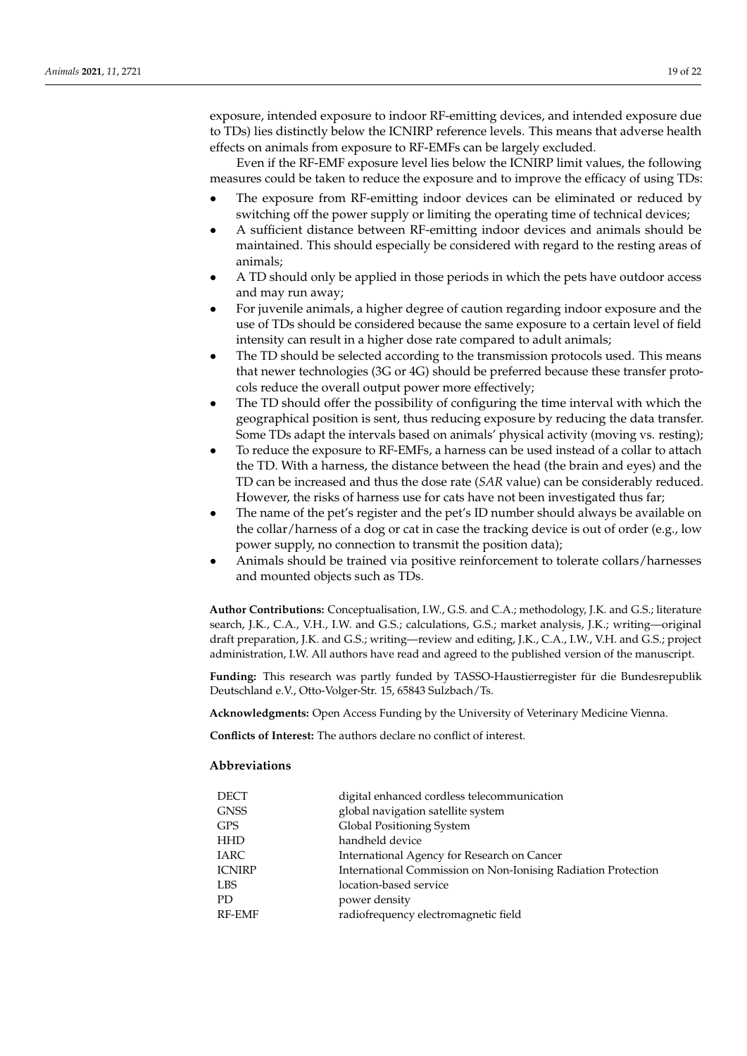exposure, intended exposure to indoor RF-emitting devices, and intended exposure due to TDs) lies distinctly below the ICNIRP reference levels. This means that adverse health effects on animals from exposure to RF-EMFs can be largely excluded.

Even if the RF-EMF exposure level lies below the ICNIRP limit values, the following measures could be taken to reduce the exposure and to improve the efficacy of using TDs:

- The exposure from RF-emitting indoor devices can be eliminated or reduced by switching off the power supply or limiting the operating time of technical devices;
- A sufficient distance between RF-emitting indoor devices and animals should be maintained. This should especially be considered with regard to the resting areas of animals;
- A TD should only be applied in those periods in which the pets have outdoor access and may run away;
- For juvenile animals, a higher degree of caution regarding indoor exposure and the use of TDs should be considered because the same exposure to a certain level of field intensity can result in a higher dose rate compared to adult animals;
- The TD should be selected according to the transmission protocols used. This means that newer technologies (3G or 4G) should be preferred because these transfer protocols reduce the overall output power more effectively;
- The TD should offer the possibility of configuring the time interval with which the geographical position is sent, thus reducing exposure by reducing the data transfer. Some TDs adapt the intervals based on animals' physical activity (moving vs. resting);
- To reduce the exposure to RF-EMFs, a harness can be used instead of a collar to attach the TD. With a harness, the distance between the head (the brain and eyes) and the TD can be increased and thus the dose rate (*SAR* value) can be considerably reduced. However, the risks of harness use for cats have not been investigated thus far;
- The name of the pet's register and the pet's ID number should always be available on the collar/harness of a dog or cat in case the tracking device is out of order (e.g., low power supply, no connection to transmit the position data);
- Animals should be trained via positive reinforcement to tolerate collars/harnesses and mounted objects such as TDs.

**Author Contributions:** Conceptualisation, I.W., G.S. and C.A.; methodology, J.K. and G.S.; literature search, J.K., C.A., V.H., I.W. and G.S.; calculations, G.S.; market analysis, J.K.; writing—original draft preparation, J.K. and G.S.; writing—review and editing, J.K., C.A., I.W., V.H. and G.S.; project administration, I.W. All authors have read and agreed to the published version of the manuscript.

**Funding:** This research was partly funded by TASSO-Haustierregister für die Bundesrepublik Deutschland e.V., Otto-Volger-Str. 15, 65843 Sulzbach/Ts.

**Acknowledgments:** Open Access Funding by the University of Veterinary Medicine Vienna.

**Conflicts of Interest:** The authors declare no conflict of interest.

## Abbreviations

| | |
|---|---|
| DECT | digital enhanced cordless telecommunication |
| GNSS | global navigation satellite system |
| GPS | Global Positioning System |
| HHD | handheld device |
| IARC | International Agency for Research on Cancer |
| ICNIRP | International Commission on Non-Ionising Radiation Protection |
| LBS | location-based service |
| PD | power density |
| RF-EMF | radiofrequency electromagnetic field |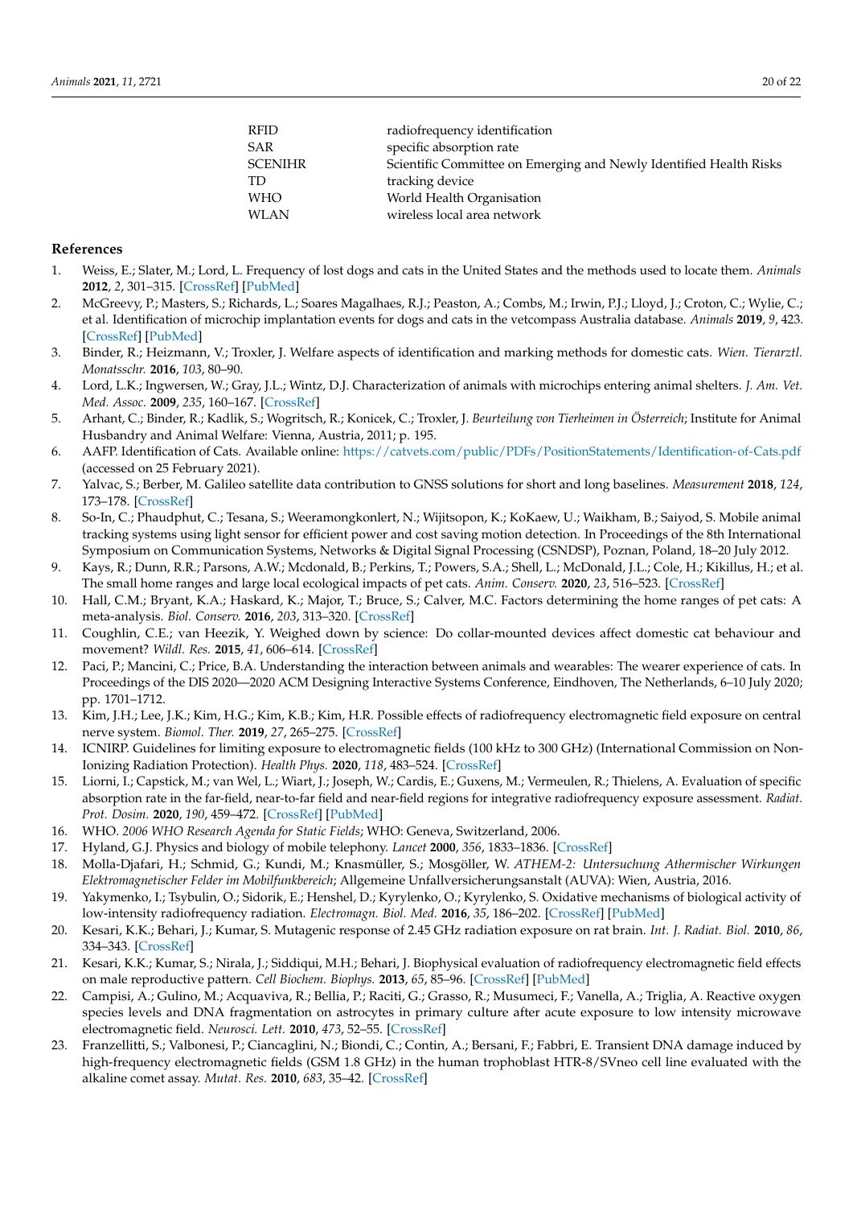| | |
|---|---|
| RFID | radiofrequency identification |
| SAR | specific absorption rate |
| SCENIHR | Scientific Committee on Emerging and Newly Identified Health Risks |
| TD | tracking device |
| WHO | World Health Organisation |
| WLAN | wireless local area network |

## References

1. Weiss, E.; Slater, M.; Lord, L. Frequency of lost dogs and cats in the United States and the methods used to locate them. *Animals* **2012**, *2*, 301–315. [CrossRef] [PubMed]
2. McGreevy, P.; Masters, S.; Richards, L.; Soares Magalhaes, R.J.; Peaston, A.; Combs, M.; Irwin, P.J.; Lloyd, J.; Croton, C.; Wylie, C.; et al. Identification of microchip implantation events for dogs and cats in the vetcompass Australia database. *Animals* **2019**, *9*, 423. [CrossRef] [PubMed]
3. Binder, R.; Heizmann, V.; Troxler, J. Welfare aspects of identification and marking methods for domestic cats. *Wien. Tierarztl. Monatsschr.* **2016**, *103*, 80–90.
4. Lord, L.K.; Ingwersen, W.; Gray, J.L.; Wintz, D.J. Characterization of animals with microchips entering animal shelters. *J. Am. Vet. Med. Assoc.* **2009**, *235*, 160–167. [CrossRef]
5. Arhant, C.; Binder, R.; Kadlik, S.; Wogritsch, R.; Konicek, C.; Troxler, J. *Beurteilung von Tierheimen in Österreich*; Institute for Animal Husbandry and Animal Welfare: Vienna, Austria, 2011; p. 195.
6. AAFP. Identification of Cats. Available online: https://catvets.com/public/PDFs/PositionStatements/Identification-of-Cats.pdf (accessed on 25 February 2021).
7. Yalvac, S.; Berber, M. Galileo satellite data contribution to GNSS solutions for short and long baselines. *Measurement* **2018**, *124*, 173–178. [CrossRef]
8. So-In, C.; Phaudphut, C.; Tesana, S.; Weeramongkonlert, N.; Wijitsopon, K.; KoKaew, U.; Waikham, B.; Saiyod, S. Mobile animal tracking systems using light sensor for efficient power and cost saving motion detection. In Proceedings of the 8th International Symposium on Communication Systems, Networks & Digital Signal Processing (CSNDSP), Poznan, Poland, 18–20 July 2012.
9. Kays, R.; Dunn, R.R.; Parsons, A.W.; Mcdonald, B.; Perkins, T.; Powers, S.A.; Shell, L.; McDonald, J.L.; Cole, H.; Kikillus, H.; et al. The small home ranges and large local ecological impacts of pet cats. *Anim. Conserv.* **2020**, *23*, 516–523. [CrossRef]
10. Hall, C.M.; Bryant, K.A.; Haskard, K.; Major, T.; Bruce, S.; Calver, M.C. Factors determining the home ranges of pet cats: A meta-analysis. *Biol. Conserv.* **2016**, *203*, 313–320. [CrossRef]
11. Coughlin, C.E.; van Heezik, Y. Weighed down by science: Do collar-mounted devices affect domestic cat behaviour and movement? *Wildl. Res.* **2015**, *41*, 606–614. [CrossRef]
12. Paci, P.; Mancini, C.; Price, B.A. Understanding the interaction between animals and wearables: The wearer experience of cats. In Proceedings of the DIS 2020—2020 ACM Designing Interactive Systems Conference, Eindhoven, The Netherlands, 6–10 July 2020; pp. 1701–1712.
13. Kim, J.H.; Lee, J.K.; Kim, H.G.; Kim, K.B.; Kim, H.R. Possible effects of radiofrequency electromagnetic field exposure on central nerve system. *Biomol. Ther.* **2019**, *27*, 265–275. [CrossRef]
14. ICNIRP. Guidelines for limiting exposure to electromagnetic fields (100 kHz to 300 GHz) (International Commission on Non-Ionizing Radiation Protection). *Health Phys.* **2020**, *118*, 483–524. [CrossRef]
15. Liorni, I.; Capstick, M.; van Wel, L.; Wiart, J.; Joseph, W.; Cardis, E.; Guxens, M.; Vermeulen, R.; Thielens, A. Evaluation of specific absorption rate in the far-field, near-to-far field and near-field regions for integrative radiofrequency exposure assessment. *Radiat. Prot. Dosim.* **2020**, *190*, 459–472. [CrossRef] [PubMed]
16. WHO. *2006 WHO Research Agenda for Static Fields*; WHO: Geneva, Switzerland, 2006.
17. Hyland, G.J. Physics and biology of mobile telephony. *Lancet* **2000**, *356*, 1833–1836. [CrossRef]
18. Molla-Djafari, H.; Schmid, G.; Kundi, M.; Knasmüller, S.; Mosgöller, W. *ATHEM-2: Untersuchung Athermischer Wirkungen Elektromagnetischer Felder im Mobilfunkbereich*; Allgemeine Unfallversicherungsanstalt (AUVA): Wien, Austria, 2016.
19. Yakymenko, I.; Tsybulin, O.; Sidorik, E.; Henshel, D.; Kyrylenko, O.; Kyrylenko, S. Oxidative mechanisms of biological activity of low-intensity radiofrequency radiation. *Electromagn. Biol. Med.* **2016**, *35*, 186–202. [CrossRef] [PubMed]
20. Kesari, K.K.; Behari, J.; Kumar, S. Mutagenic response of 2.45 GHz radiation exposure on rat brain. *Int. J. Radiat. Biol.* **2010**, *86*, 334–343. [CrossRef]
21. Kesari, K.K.; Kumar, S.; Nirala, J.; Siddiqui, M.H.; Behari, J. Biophysical evaluation of radiofrequency electromagnetic field effects on male reproductive pattern. *Cell Biochem. Biophys.* **2013**, *65*, 85–96. [CrossRef] [PubMed]
22. Campisi, A.; Gulino, M.; Acquaviva, R.; Bellia, P.; Raciti, G.; Grasso, R.; Musumeci, F.; Vanella, A.; Triglia, A. Reactive oxygen species levels and DNA fragmentation on astrocytes in primary culture after acute exposure to low intensity microwave electromagnetic field. *Neurosci. Lett.* **2010**, *473*, 52–55. [CrossRef]
23. Franzellitti, S.; Valbonesi, P.; Ciancaglini, N.; Biondi, C.; Contin, A.; Bersani, F.; Fabbri, E. Transient DNA damage induced by high-frequency electromagnetic fields (GSM 1.8 GHz) in the human trophoblast HTR-8/SVneo cell line evaluated with the alkaline comet assay. *Mutat. Res.* **2010**, *683*, 35–42. [CrossRef]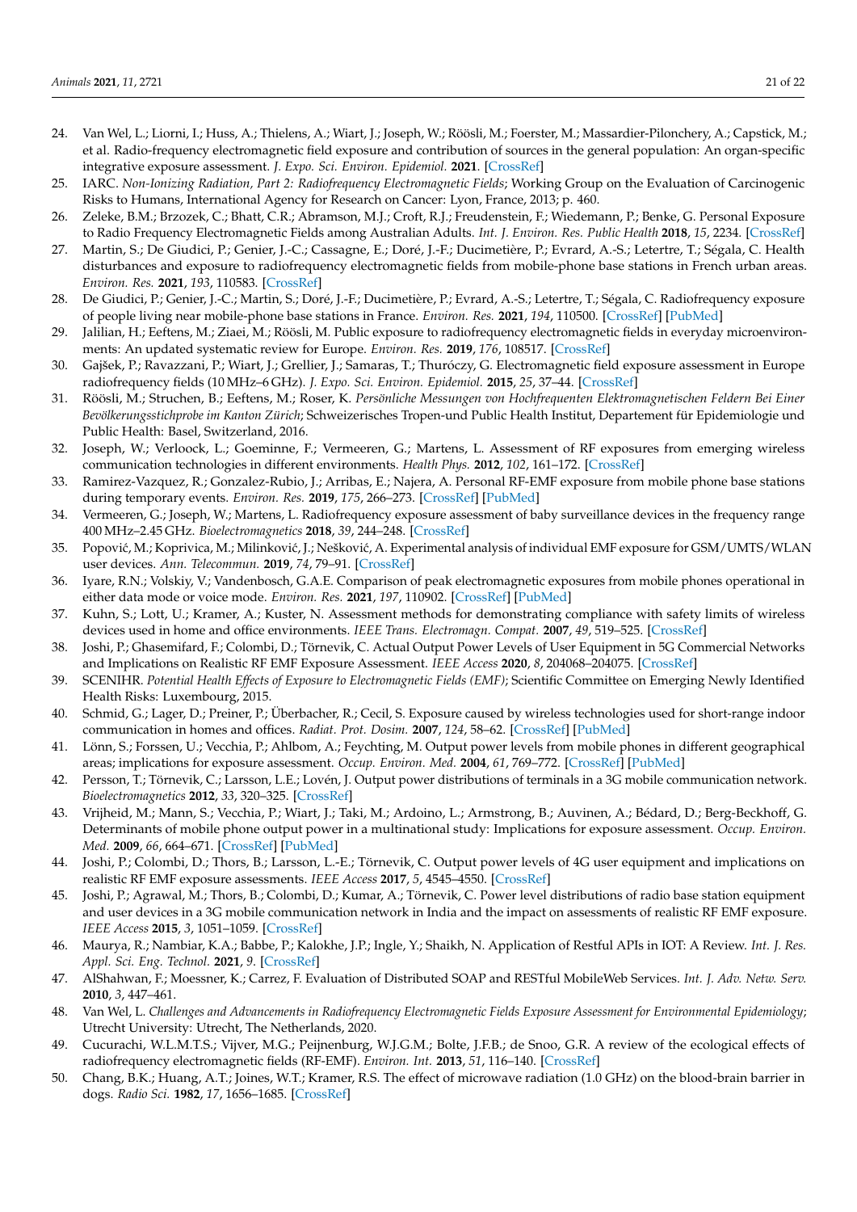24. Van Wel, L.; Liorni, I.; Huss, A.; Thielens, A.; Wiart, J.; Joseph, W.; Röösli, M.; Foerster, M.; Massardier-Pilonchery, A.; Capstick, M.; et al. Radio-frequency electromagnetic field exposure and contribution of sources in the general population: An organ-specific integrative exposure assessment. *J. Expo. Sci. Environ. Epidemiol.* **2021**. [CrossRef]
25. IARC. *Non-Ionizing Radiation, Part 2: Radiofrequency Electromagnetic Fields*; Working Group on the Evaluation of Carcinogenic Risks to Humans, International Agency for Research on Cancer: Lyon, France, 2013; p. 460.
26. Zeleke, B.M.; Brzozek, C.; Bhatt, C.R.; Abramson, M.J.; Croft, R.J.; Freudenstein, F.; Wiedemann, P.; Benke, G. Personal Exposure to Radio Frequency Electromagnetic Fields among Australian Adults. *Int. J. Environ. Res. Public Health* **2018**, *15*, 2234. [CrossRef]
27. Martin, S.; De Giudici, P.; Genier, J.-C.; Cassagne, E.; Doré, J.-F.; Ducimetière, P.; Evrard, A.-S.; Letertre, T.; Ségala, C. Health disturbances and exposure to radiofrequency electromagnetic fields from mobile-phone base stations in French urban areas. *Environ. Res.* **2021**, *193*, 110583. [CrossRef]
28. De Giudici, P.; Genier, J.-C.; Martin, S.; Doré, J.-F.; Ducimetière, P.; Evrard, A.-S.; Letertre, T.; Ségala, C. Radiofrequency exposure of people living near mobile-phone base stations in France. *Environ. Res.* **2021**, *194*, 110500. [CrossRef] [PubMed]
29. Jalilian, H.; Eeftens, M.; Ziaei, M.; Röösli, M. Public exposure to radiofrequency electromagnetic fields in everyday microenvironments: An updated systematic review for Europe. *Environ. Res.* **2019**, *176*, 108517. [CrossRef]
30. Gajšek, P.; Ravazzani, P.; Wiart, J.; Grellier, J.; Samaras, T.; Thuróczy, G. Electromagnetic field exposure assessment in Europe radiofrequency fields (10 MHz–6 GHz). *J. Expo. Sci. Environ. Epidemiol.* **2015**, *25*, 37–44. [CrossRef]
31. Röösli, M.; Struchen, B.; Eeftens, M.; Roser, K. *Persönliche Messungen von Hochfrequenten Elektromagnetischen Feldern Bei Einer Bevölkerungsstichprobe im Kanton Zürich*; Schweizerisches Tropen-und Public Health Institut, Departement für Epidemiologie und Public Health: Basel, Switzerland, 2016.
32. Joseph, W.; Verloock, L.; Goeminne, F.; Vermeeren, G.; Martens, L. Assessment of RF exposures from emerging wireless communication technologies in different environments. *Health Phys.* **2012**, *102*, 161–172. [CrossRef]
33. Ramirez-Vazquez, R.; Gonzalez-Rubio, J.; Arribas, E.; Najera, A. Personal RF-EMF exposure from mobile phone base stations during temporary events. *Environ. Res.* **2019**, *175*, 266–273. [CrossRef] [PubMed]
34. Vermeeren, G.; Joseph, W.; Martens, L. Radiofrequency exposure assessment of baby surveillance devices in the frequency range 400 MHz–2.45 GHz. *Bioelectromagnetics* **2018**, *39*, 244–248. [CrossRef]
35. Popović, M.; Koprivica, M.; Milinković, J.; Nešković, A. Experimental analysis of individual EMF exposure for GSM/UMTS/WLAN user devices. *Ann. Telecommun.* **2019**, *74*, 79–91. [CrossRef]
36. Iyare, R.N.; Volskiy, V.; Vandenbosch, G.A.E. Comparison of peak electromagnetic exposures from mobile phones operational in either data mode or voice mode. *Environ. Res.* **2021**, *197*, 110902. [CrossRef] [PubMed]
37. Kuhn, S.; Lott, U.; Kramer, A.; Kuster, N. Assessment methods for demonstrating compliance with safety limits of wireless devices used in home and office environments. *IEEE Trans. Electromagn. Compat.* **2007**, *49*, 519–525. [CrossRef]
38. Joshi, P.; Ghasemifard, F.; Colombi, D.; Törnevik, C. Actual Output Power Levels of User Equipment in 5G Commercial Networks and Implications on Realistic RF EMF Exposure Assessment. *IEEE Access* **2020**, *8*, 204068–204075. [CrossRef]
39. SCENIHR. *Potential Health Effects of Exposure to Electromagnetic Fields (EMF)*; Scientific Committee on Emerging Newly Identified Health Risks: Luxembourg, 2015.
40. Schmid, G.; Lager, D.; Preiner, P.; Überbacher, R.; Cecil, S. Exposure caused by wireless technologies used for short-range indoor communication in homes and offices. *Radiat. Prot. Dosim.* **2007**, *124*, 58–62. [CrossRef] [PubMed]
41. Lönn, S.; Forssen, U.; Vecchia, P.; Ahlbom, A.; Feychting, M. Output power levels from mobile phones in different geographical areas; implications for exposure assessment. *Occup. Environ. Med.* **2004**, *61*, 769–772. [CrossRef] [PubMed]
42. Persson, T.; Törnevik, C.; Larsson, L.E.; Lovén, J. Output power distributions of terminals in a 3G mobile communication network. *Bioelectromagnetics* **2012**, *33*, 320–325. [CrossRef]
43. Vrijheid, M.; Mann, S.; Vecchia, P.; Wiart, J.; Taki, M.; Ardoino, L.; Armstrong, B.; Auvinen, A.; Bédard, D.; Berg-Beckhoff, G. Determinants of mobile phone output power in a multinational study: Implications for exposure assessment. *Occup. Environ. Med.* **2009**, *66*, 664–671. [CrossRef] [PubMed]
44. Joshi, P.; Colombi, D.; Thors, B.; Larsson, L.-E.; Törnevik, C. Output power levels of 4G user equipment and implications on realistic RF EMF exposure assessments. *IEEE Access* **2017**, *5*, 4545–4550. [CrossRef]
45. Joshi, P.; Agrawal, M.; Thors, B.; Colombi, D.; Kumar, A.; Törnevik, C. Power level distributions of radio base station equipment and user devices in a 3G mobile communication network in India and the impact on assessments of realistic RF EMF exposure. *IEEE Access* **2015**, *3*, 1051–1059. [CrossRef]
46. Maurya, R.; Nambiar, K.A.; Babbe, P.; Kalokhe, J.P.; Ingle, Y.; Shaikh, N. Application of Restful APIs in IOT: A Review. *Int. J. Res. Appl. Sci. Eng. Technol.* **2021**, *9*. [CrossRef]
47. AlShahwan, F.; Moessner, K.; Carrez, F. Evaluation of Distributed SOAP and RESTful MobileWeb Services. *Int. J. Adv. Netw. Serv.* **2010**, *3*, 447–461.
48. Van Wel, L. *Challenges and Advancements in Radiofrequency Electromagnetic Fields Exposure Assessment for Environmental Epidemiology*; Utrecht University: Utrecht, The Netherlands, 2020.
49. Cucurachi, W.L.M.T.S.; Vijver, M.G.; Peijnenburg, W.J.G.M.; Bolte, J.F.B.; de Snoo, G.R. A review of the ecological effects of radiofrequency electromagnetic fields (RF-EMF). *Environ. Int.* **2013**, *51*, 116–140. [CrossRef]
50. Chang, B.K.; Huang, A.T.; Joines, W.T.; Kramer, R.S. The effect of microwave radiation (1.0 GHz) on the blood-brain barrier in dogs. *Radio Sci.* **1982**, *17*, 1656–1685. [CrossRef]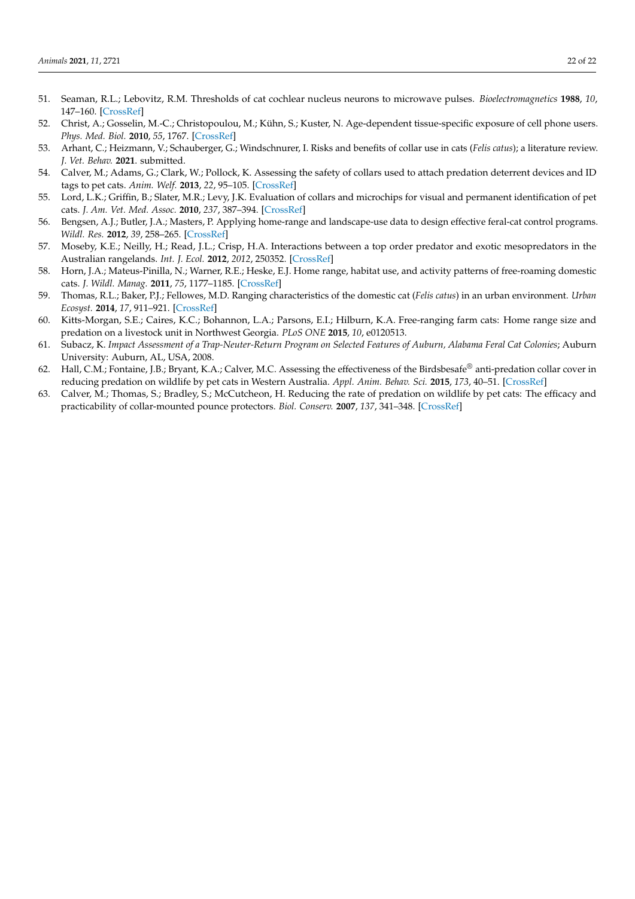51. Seaman, R.L.; Lebovitz, R.M. Thresholds of cat cochlear nucleus neurons to microwave pulses. *Bioelectromagnetics* **1988**, *10*, 147–160. [CrossRef]
52. Christ, A.; Gosselin, M.-C.; Christopoulou, M.; Kühn, S.; Kuster, N. Age-dependent tissue-specific exposure of cell phone users. *Phys. Med. Biol.* **2010**, *55*, 1767. [CrossRef]
53. Arhant, C.; Heizmann, V.; Schauberger, G.; Windschnurer, I. Risks and benefits of collar use in cats (*Felis catus*); a literature review. *J. Vet. Behav.* **2021**. submitted.
54. Calver, M.; Adams, G.; Clark, W.; Pollock, K. Assessing the safety of collars used to attach predation deterrent devices and ID tags to pet cats. *Anim. Welf.* **2013**, *22*, 95–105. [CrossRef]
55. Lord, L.K.; Griffin, B.; Slater, M.R.; Levy, J.K. Evaluation of collars and microchips for visual and permanent identification of pet cats. *J. Am. Vet. Med. Assoc.* **2010**, *237*, 387–394. [CrossRef]
56. Bengsen, A.J.; Butler, J.A.; Masters, P. Applying home-range and landscape-use data to design effective feral-cat control programs. *Wildl. Res.* **2012**, *39*, 258–265. [CrossRef]
57. Moseby, K.E.; Neilly, H.; Read, J.L.; Crisp, H.A. Interactions between a top order predator and exotic mesopredators in the Australian rangelands. *Int. J. Ecol.* **2012**, *2012*, 250352. [CrossRef]
58. Horn, J.A.; Mateus-Pinilla, N.; Warner, R.E.; Heske, E.J. Home range, habitat use, and activity patterns of free-roaming domestic cats. *J. Wildl. Manag.* **2011**, *75*, 1177–1185. [CrossRef]
59. Thomas, R.L.; Baker, P.J.; Fellowes, M.D. Ranging characteristics of the domestic cat (*Felis catus*) in an urban environment. *Urban Ecosyst.* **2014**, *17*, 911–921. [CrossRef]
60. Kitts-Morgan, S.E.; Caires, K.C.; Bohannon, L.A.; Parsons, E.I.; Hilburn, K.A. Free-ranging farm cats: Home range size and predation on a livestock unit in Northwest Georgia. *PLoS ONE* **2015**, *10*, e0120513.
61. Subacz, K. *Impact Assessment of a Trap-Neuter-Return Program on Selected Features of Auburn, Alabama Feral Cat Colonies*; Auburn University: Auburn, AL, USA, 2008.
62. Hall, C.M.; Fontaine, J.B.; Bryant, K.A.; Calver, M.C. Assessing the effectiveness of the Birdsbesafe® anti-predation collar cover in reducing predation on wildlife by pet cats in Western Australia. *Appl. Anim. Behav. Sci.* **2015**, *173*, 40–51. [CrossRef]
63. Calver, M.; Thomas, S.; Bradley, S.; McCutcheon, H. Reducing the rate of predation on wildlife by pet cats: The efficacy and practicability of collar-mounted pounce protectors. *Biol. Conserv.* **2007**, *137*, 341–348. [CrossRef]